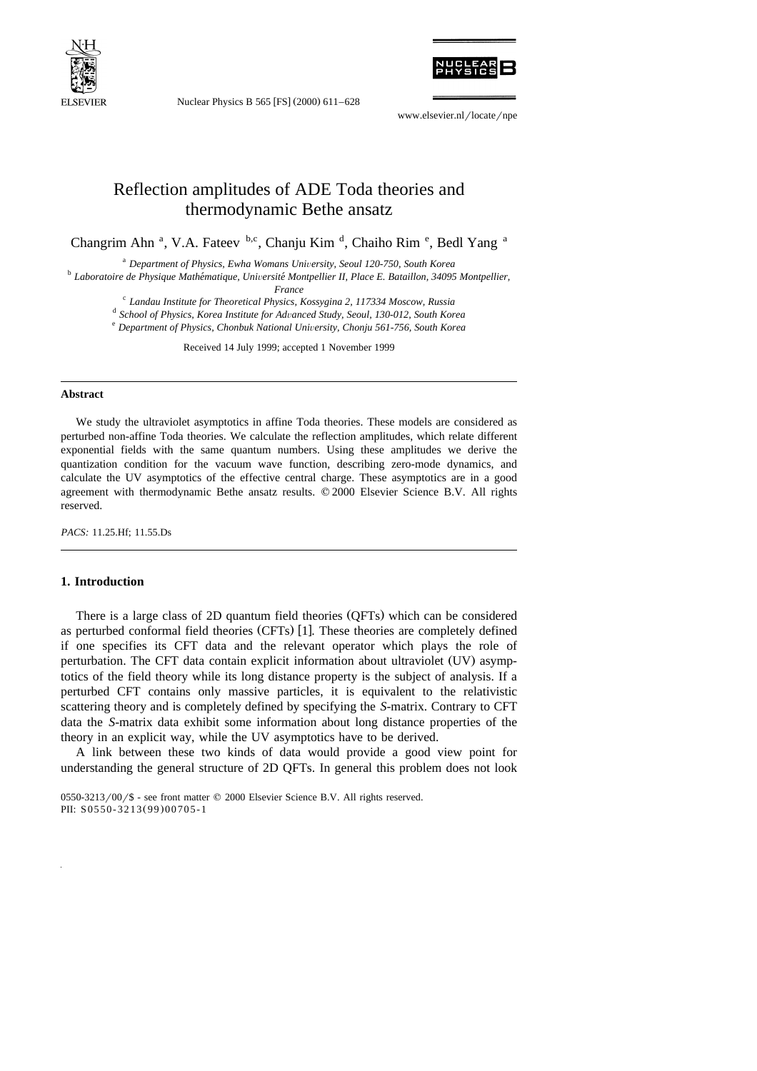# Reflection amplitudes of ADE Toda theories and thermodynamic Bethe ansatz

Changrim Ahn [a], V.A. Fateev [b,c], Chanju Kim [d], Chaiho Rim [e], Bedl Yang [a]

[a] *Department of Physics, Ewha Womans University, Seoul 120-750, South Korea*
[b] *Laboratoire de Physique Mathématique, Université Montpellier II, Place E. Bataillon, 34095 Montpellier, France*
[c] *Landau Institute for Theoretical Physics, Kossygina 2, 117334 Moscow, Russia*
[d] *School of Physics, Korea Institute for Advanced Study, Seoul, 130-012, South Korea*
[e] *Department of Physics, Chonbuk National University, Chonju 561-756, South Korea*

Received 14 July 1999; accepted 1 November 1999

## Abstract

We study the ultraviolet asymptotics in affine Toda theories. These models are considered as perturbed non-affine Toda theories. We calculate the reflection amplitudes, which relate different exponential fields with the same quantum numbers. Using these amplitudes we derive the quantization condition for the vacuum wave function, describing zero-mode dynamics, and calculate the UV asymptotics of the effective central charge. These asymptotics are in a good agreement with thermodynamic Bethe ansatz results. © 2000 Elsevier Science B.V. All rights reserved.

*PACS:* 11.25.Hf; 11.55.Ds

## 1. Introduction

There is a large class of 2D quantum field theories (QFTs) which can be considered as perturbed conformal field theories (CFTs) [1]. These theories are completely defined if one specifies its CFT data and the relevant operator which plays the role of perturbation. The CFT data contain explicit information about ultraviolet (UV) asymptotics of the field theory while its long distance property is the subject of analysis. If a perturbed CFT contains only massive particles, it is equivalent to the relativistic scattering theory and is completely defined by specifying the *S*-matrix. Contrary to CFT data the *S*-matrix data exhibit some information about long distance properties of the theory in an explicit way, while the UV asymptotics have to be derived.

A link between these two kinds of data would provide a good view point for understanding the general structure of 2D QFTs. In general this problem does not look

0550-3213/00/$ - see front matter © 2000 Elsevier Science B.V. All rights reserved.
PII: S0550-3213(99)00705-1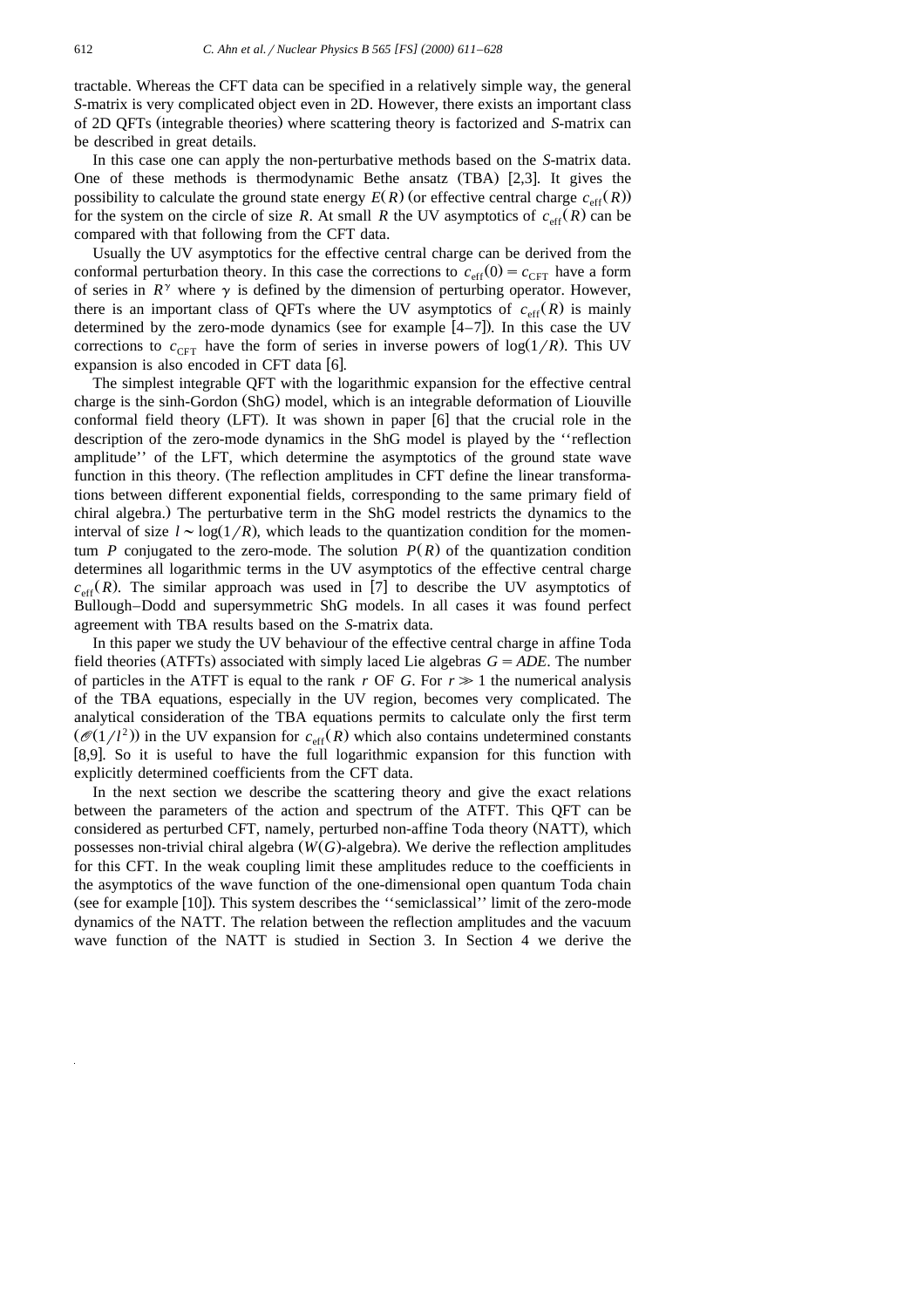tractable. Whereas the CFT data can be specified in a relatively simple way, the general *S*-matrix is very complicated object even in 2D. However, there exists an important class of 2D QFTs (integrable theories) where scattering theory is factorized and *S*-matrix can be described in great details.

In this case one can apply the non-perturbative methods based on the *S*-matrix data. One of these methods is thermodynamic Bethe ansatz (TBA) [2,3]. It gives the possibility to calculate the ground state energy $E(R)$ (or effective central charge $c_{\text{eff}}(R)$) for the system on the circle of size $R$. At small $R$ the UV asymptotics of $c_{\text{eff}}(R)$ can be compared with that following from the CFT data.

Usually the UV asymptotics for the effective central charge can be derived from the conformal perturbation theory. In this case the corrections to $c_{\text{eff}}(0) = c_{\text{CFT}}$ have a form of series in $R^{\gamma}$ where $\gamma$ is defined by the dimension of perturbing operator. However, there is an important class of QFTs where the UV asymptotics of $c_{\text{eff}}(R)$ is mainly determined by the zero-mode dynamics (see for example [4–7]). In this case the UV corrections to $c_{\text{CFT}}$ have the form of series in inverse powers of $\log(1/R)$. This UV expansion is also encoded in CFT data [6].

The simplest integrable QFT with the logarithmic expansion for the effective central charge is the sinh-Gordon (ShG) model, which is an integrable deformation of Liouville conformal field theory (LFT). It was shown in paper [6] that the crucial role in the description of the zero-mode dynamics in the ShG model is played by the ''reflection amplitude'' of the LFT, which determine the asymptotics of the ground state wave function in this theory. (The reflection amplitudes in CFT define the linear transformations between different exponential fields, corresponding to the same primary field of chiral algebra.) The perturbative term in the ShG model restricts the dynamics to the interval of size $l \sim \log(1/R)$, which leads to the quantization condition for the momentum $P$ conjugated to the zero-mode. The solution $P(R)$ of the quantization condition determines all logarithmic terms in the UV asymptotics of the effective central charge $c_{\text{eff}}(R)$. The similar approach was used in [7] to describe the UV asymptotics of Bullough–Dodd and supersymmetric ShG models. In all cases it was found perfect agreement with TBA results based on the *S*-matrix data.

In this paper we study the UV behaviour of the effective central charge in affine Toda field theories (ATFTs) associated with simply laced Lie algebras $G = ADE$. The number of particles in the ATFT is equal to the rank $r$ OF $G$. For $r \gg 1$ the numerical analysis of the TBA equations, especially in the UV region, becomes very complicated. The analytical consideration of the TBA equations permits to calculate only the first term $(\mathcal{O}(1/l^2))$ in the UV expansion for $c_{\text{eff}}(R)$ which also contains undetermined constants [8,9]. So it is useful to have the full logarithmic expansion for this function with explicitly determined coefficients from the CFT data.

In the next section we describe the scattering theory and give the exact relations between the parameters of the action and spectrum of the ATFT. This QFT can be considered as perturbed CFT, namely, perturbed non-affine Toda theory (NATT), which possesses non-trivial chiral algebra ($W(G)$-algebra). We derive the reflection amplitudes for this CFT. In the weak coupling limit these amplitudes reduce to the coefficients in the asymptotics of the wave function of the one-dimensional open quantum Toda chain (see for example [10]). This system describes the ''semiclassical'' limit of the zero-mode dynamics of the NATT. The relation between the reflection amplitudes and the vacuum wave function of the NATT is studied in Section 3. In Section 4 we derive the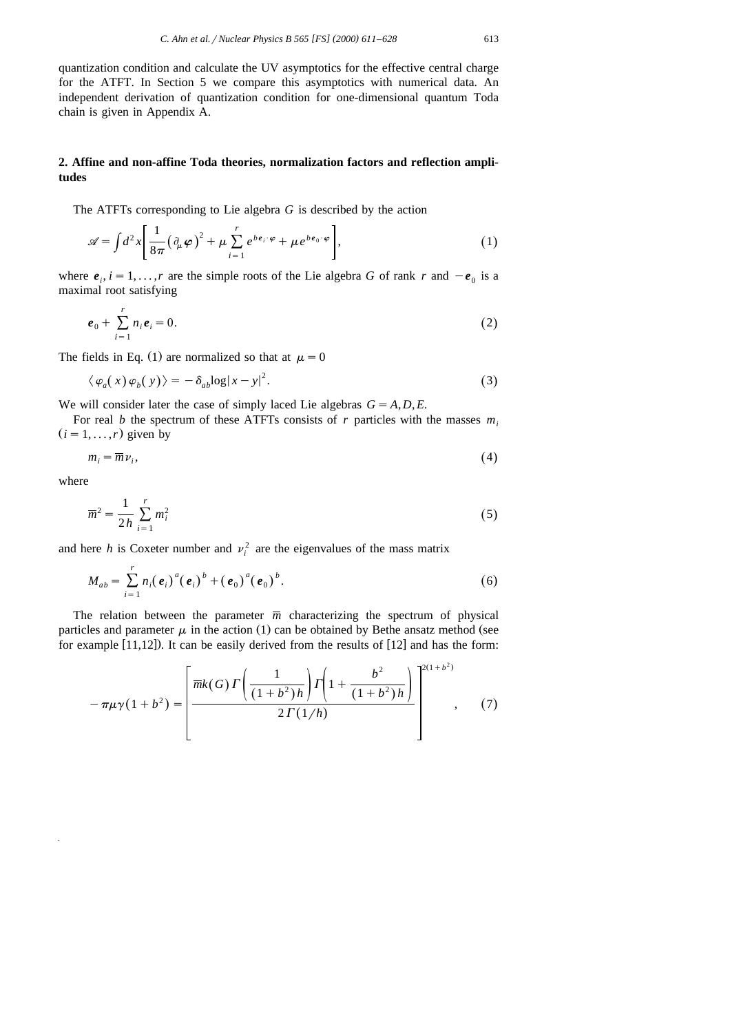quantization condition and calculate the UV asymptotics for the effective central charge for the ATFT. In Section 5 we compare this asymptotics with numerical data. An independent derivation of quantization condition for one-dimensional quantum Toda chain is given in Appendix A.

## 2. Affine and non-affine Toda theories, normalization factors and reflection amplitudes

The ATFTs corresponding to Lie algebra $G$ is described by the action

$$\mathscr{A} = \int d^2x \left[ \frac{1}{8\pi} \left( \partial_\mu \boldsymbol{\varphi} \right)^2 + \mu \sum_{i=1}^{r} e^{b \boldsymbol{e}_i \cdot \boldsymbol{\varphi}} + \mu e^{b \boldsymbol{e}_0 \cdot \boldsymbol{\varphi}} \right], \tag{1}$$

where $\boldsymbol{e}_i, i = 1, \ldots, r$ are the simple roots of the Lie algebra $G$ of rank $r$ and $-\boldsymbol{e}_0$ is a maximal root satisfying

$$\boldsymbol{e}_0 + \sum_{i=1}^{r} n_i \boldsymbol{e}_i = 0. \tag{2}$$

The fields in Eq. (1) are normalized so that at $\mu = 0$

$$\langle \varphi_a(x) \varphi_b(y) \rangle = -\delta_{ab} \log|x - y|^2. \tag{3}$$

We will consider later the case of simply laced Lie algebras $G = A, D, E$.

For real $b$ the spectrum of these ATFTs consists of $r$ particles with the masses $m_i$ $(i = 1, \ldots, r)$ given by

$$m_i = \overline{m} \nu_i, \tag{4}$$

where

$$\overline{m}^2 = \frac{1}{2h} \sum_{i=1}^{r} m_i^2 \tag{5}$$

and here $h$ is Coxeter number and $\nu_i^2$ are the eigenvalues of the mass matrix

$$M_{ab} = \sum_{i=1}^{r} n_i (\boldsymbol{e}_i)^a (\boldsymbol{e}_i)^b + (\boldsymbol{e}_0)^a (\boldsymbol{e}_0)^b. \tag{6}$$

The relation between the parameter $\overline{m}$ characterizing the spectrum of physical particles and parameter $\mu$ in the action (1) can be obtained by Bethe ansatz method (see for example [11,12]). It can be easily derived from the results of [12] and has the form:

$$-\pi \mu \gamma (1 + b^2) = \left[ \frac{\overline{m} k(G) \Gamma\left( \frac{1}{(1 + b^2) h} \right) \Gamma\left( 1 + \frac{b^2}{(1 + b^2) h} \right)}{2 \Gamma(1/h)} \right]^{2(1 + b^2)}, \tag{7}$$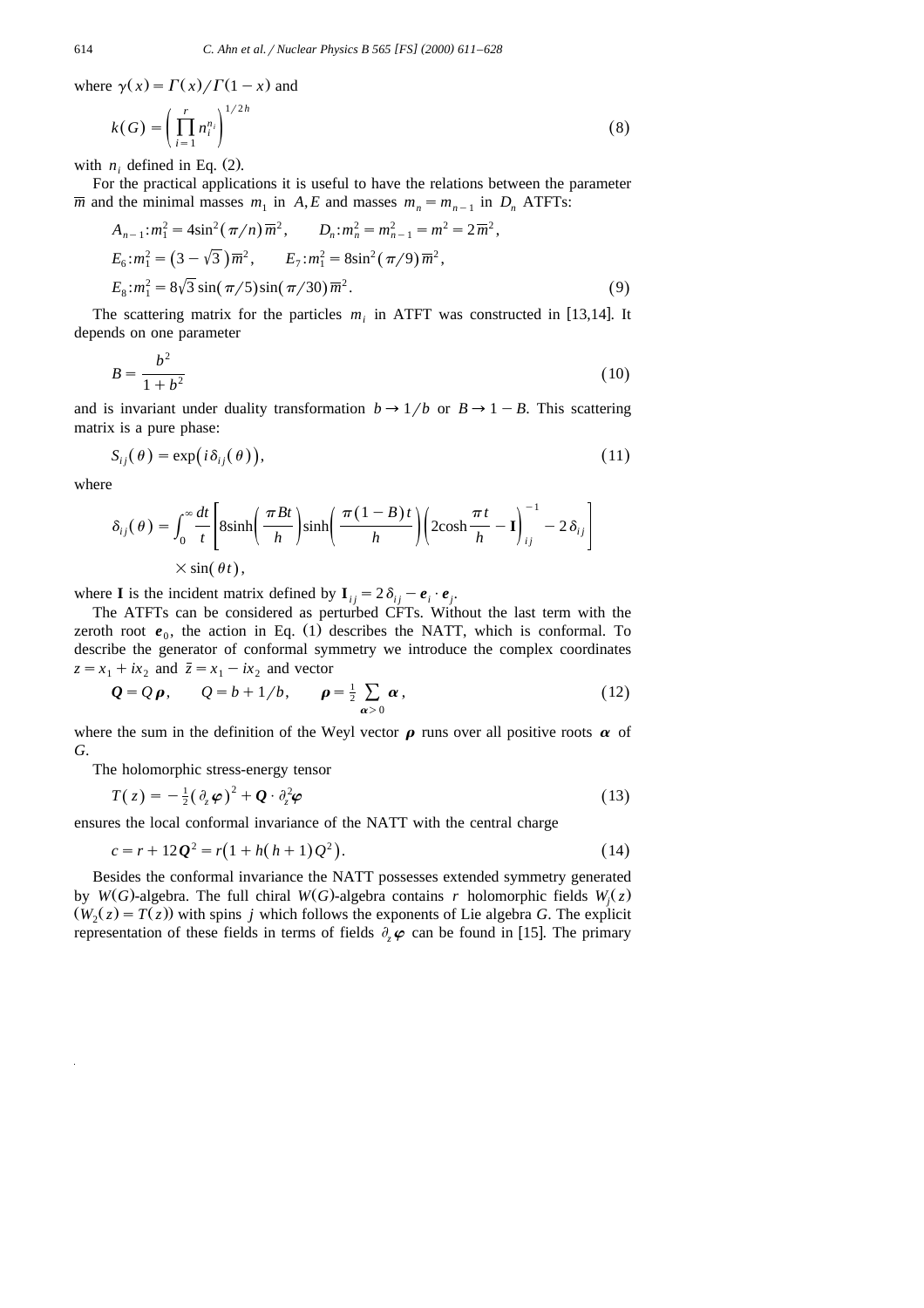where $\gamma(x) = \Gamma(x)/\Gamma(1-x)$ and

$$k(G) = \left( \prod_{i=1}^{r} n_i^{n_i} \right)^{1/2h} \tag{8}$$

with $n_i$ defined in Eq. (2).

For the practical applications it is useful to have the relations between the parameter $\overline{m}$ and the minimal masses $m_1$ in $A, E$ and masses $m_n = m_{n-1}$ in $D_n$ ATFTs:

$$\begin{aligned}
&A_{n-1}: m_1^2 = 4\sin^2(\pi/n)\,\overline{m}^2, \qquad D_n: m_n^2 = m_{n-1}^2 = m^2 = 2\overline{m}^2, \\
&E_6: m_1^2 = \left(3-\sqrt{3}\right)\overline{m}^2, \qquad E_7: m_1^2 = 8\sin^2(\pi/9)\,\overline{m}^2, \\
&E_8: m_1^2 = 8\sqrt{3}\sin(\pi/5)\sin(\pi/30)\,\overline{m}^2.
\end{aligned} \tag{9}$$

The scattering matrix for the particles $m_i$ in ATFT was constructed in [13,14]. It depends on one parameter

$$B = \frac{b^2}{1+b^2} \tag{10}$$

and is invariant under duality transformation $b \to 1/b$ or $B \to 1-B$. This scattering matrix is a pure phase:

$$S_{ij}(\theta) = \exp\left(i\delta_{ij}(\theta)\right), \tag{11}$$

where

$$\delta_{ij}(\theta) = \int_0^\infty \frac{dt}{t} \left[ 8\sinh\left(\frac{\pi B t}{h}\right)\sinh\left(\frac{\pi(1-B)t}{h}\right)\left(2\cosh\frac{\pi t}{h} - \mathbf{I}\right)^{-1}_{ij} - 2\delta_{ij} \right] \times \sin(\theta t),$$

where $\mathbf{I}$ is the incident matrix defined by $\mathbf{I}_{ij} = 2\delta_{ij} - \boldsymbol{e}_i \cdot \boldsymbol{e}_j$.

The ATFTs can be considered as perturbed CFTs. Without the last term with the zeroth root $\boldsymbol{e}_0$, the action in Eq. (1) describes the NATT, which is conformal. To describe the generator of conformal symmetry we introduce the complex coordinates $z = x_1 + ix_2$ and $\bar{z} = x_1 - ix_2$ and vector

$$\boldsymbol{Q} = Q\boldsymbol{\rho}, \qquad Q = b + 1/b, \qquad \boldsymbol{\rho} = \frac{1}{2}\sum_{\boldsymbol{\alpha}>0} \boldsymbol{\alpha}, \tag{12}$$

where the sum in the definition of the Weyl vector $\boldsymbol{\rho}$ runs over all positive roots $\boldsymbol{\alpha}$ of $G$.

The holomorphic stress-energy tensor

$$T(z) = -\frac{1}{2}(\partial_z \boldsymbol{\varphi})^2 + \boldsymbol{Q}\cdot\partial_z^2 \boldsymbol{\varphi} \tag{13}$$

ensures the local conformal invariance of the NATT with the central charge

$$c = r + 12\boldsymbol{Q}^2 = r\left(1 + h(h+1)Q^2\right). \tag{14}$$

Besides the conformal invariance the NATT possesses extended symmetry generated by $W(G)$-algebra. The full chiral $W(G)$-algebra contains $r$ holomorphic fields $W_j(z)$ $(W_2(z) = T(z))$ with spins $j$ which follows the exponents of Lie algebra $G$. The explicit representation of these fields in terms of fields $\partial_z \boldsymbol{\varphi}$ can be found in [15]. The primary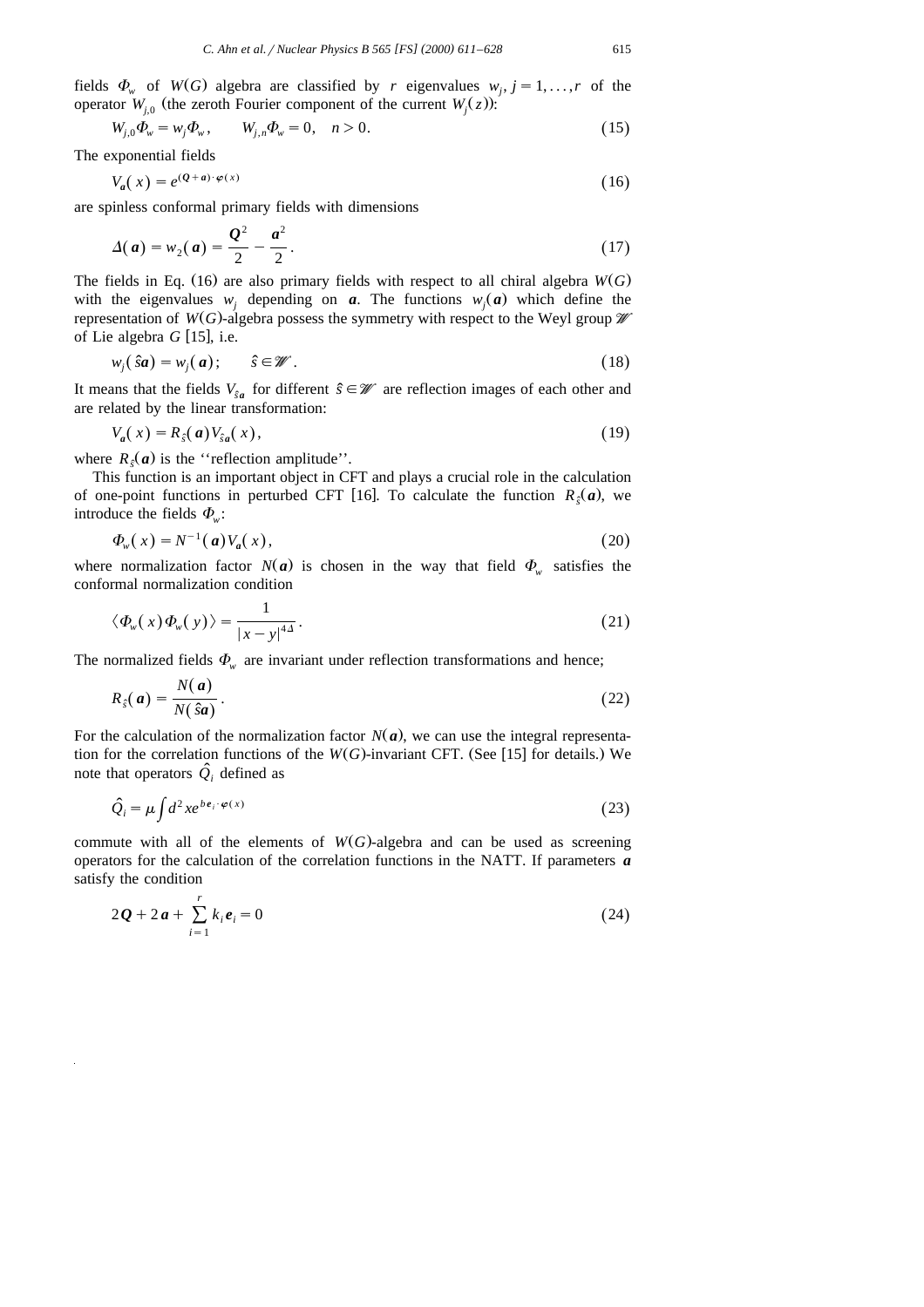fields $\Phi_w$ of $W(G)$ algebra are classified by $r$ eigenvalues $w_j$, $j = 1, \ldots, r$ of the operator $W_{j,0}$ (the zeroth Fourier component of the current $W_j(z)$):

$$W_{j,0}\Phi_w = w_j \Phi_w, \qquad W_{j,n}\Phi_w = 0, \quad n > 0. \tag{15}$$

The exponential fields

$$V_{\boldsymbol{a}}(x) = e^{(\boldsymbol{Q}+\boldsymbol{a})\cdot\boldsymbol{\varphi}(x)} \tag{16}$$

are spinless conformal primary fields with dimensions

$$\Delta(\boldsymbol{a}) = w_2(\boldsymbol{a}) = \frac{\boldsymbol{Q}^2}{2} - \frac{\boldsymbol{a}^2}{2}. \tag{17}$$

The fields in Eq. (16) are also primary fields with respect to all chiral algebra $W(G)$ with the eigenvalues $w_j$ depending on $\boldsymbol{a}$. The functions $w_j(\boldsymbol{a})$ which define the representation of $W(G)$-algebra possess the symmetry with respect to the Weyl group $\mathscr{W}$ of Lie algebra $G$ [15], i.e.

$$w_j(\hat{s}\boldsymbol{a}) = w_j(\boldsymbol{a}); \qquad \hat{s} \in \mathscr{W}. \tag{18}$$

It means that the fields $V_{\hat{s}\boldsymbol{a}}$ for different $\hat{s} \in \mathscr{W}$ are reflection images of each other and are related by the linear transformation:

$$V_{\boldsymbol{a}}(x) = R_{\hat{s}}(\boldsymbol{a}) V_{\hat{s}\boldsymbol{a}}(x), \tag{19}$$

where $R_{\hat{s}}(\boldsymbol{a})$ is the "reflection amplitude".

This function is an important object in CFT and plays a crucial role in the calculation of one-point functions in perturbed CFT [16]. To calculate the function $R_{\hat{s}}(\boldsymbol{a})$, we introduce the fields $\Phi_w$:

$$\Phi_w(x) = N^{-1}(\boldsymbol{a}) V_{\boldsymbol{a}}(x), \tag{20}$$

where normalization factor $N(\boldsymbol{a})$ is chosen in the way that field $\Phi_w$ satisfies the conformal normalization condition

$$\langle \Phi_w(x) \Phi_w(y) \rangle = \frac{1}{|x-y|^{4\Delta}}. \tag{21}$$

The normalized fields $\Phi_w$ are invariant under reflection transformations and hence;

$$R_{\hat{s}}(\boldsymbol{a}) = \frac{N(\boldsymbol{a})}{N(\hat{s}\boldsymbol{a})}. \tag{22}$$

For the calculation of the normalization factor $N(\boldsymbol{a})$, we can use the integral representation for the correlation functions of the $W(G)$-invariant CFT. (See [15] for details.) We note that operators $\hat{Q}_i$ defined as

$$\hat{Q}_i = \mu \int d^2x\, e^{b\boldsymbol{e}_i\cdot\boldsymbol{\varphi}(x)} \tag{23}$$

commute with all of the elements of $W(G)$-algebra and can be used as screening operators for the calculation of the correlation functions in the NATT. If parameters $\boldsymbol{a}$ satisfy the condition

$$2\boldsymbol{Q} + 2\boldsymbol{a} + \sum_{i=1}^{r} k_i \boldsymbol{e}_i = 0 \tag{24}$$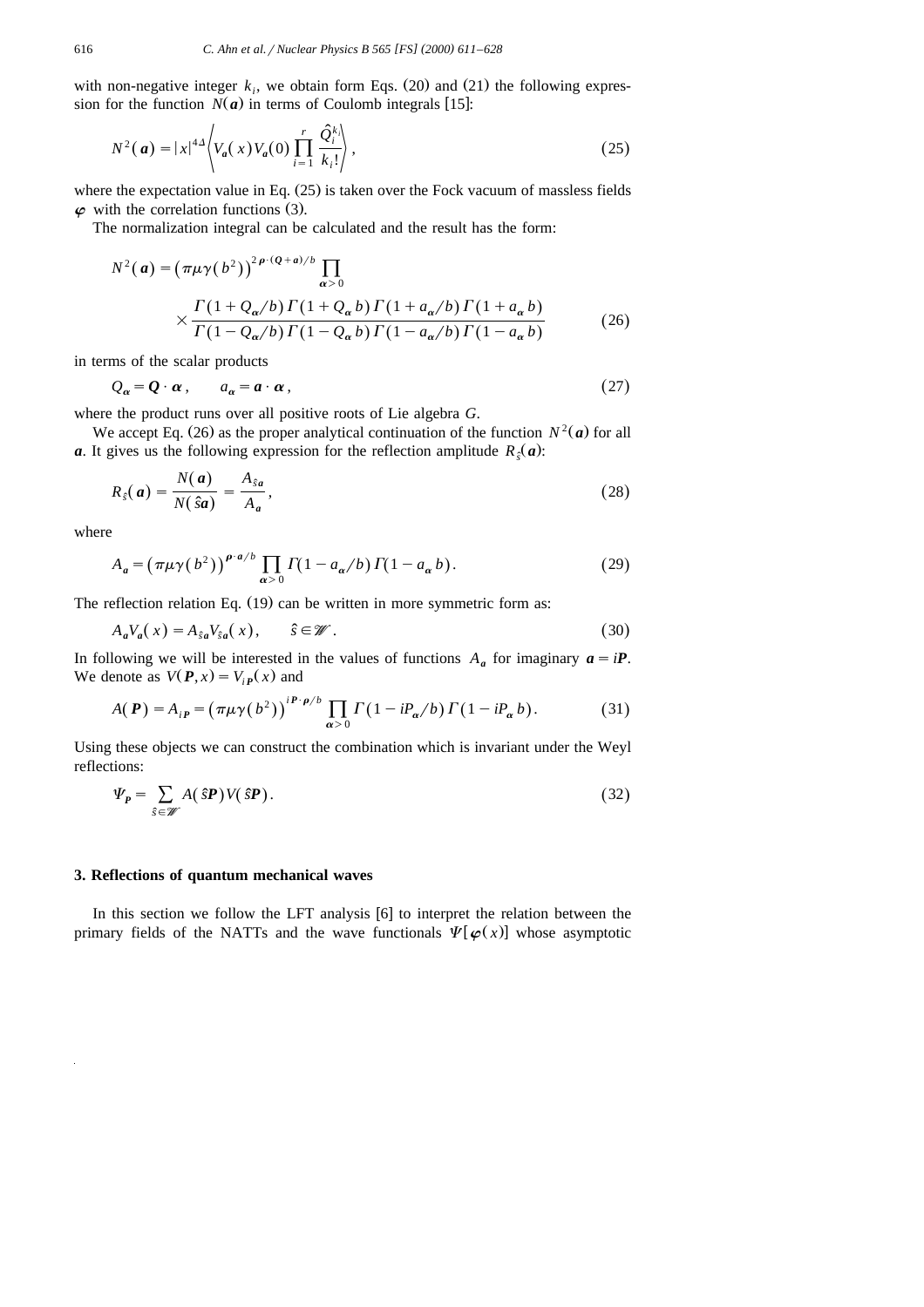with non-negative integer $k_i$, we obtain form Eqs. (20) and (21) the following expression for the function $N(\boldsymbol{a})$ in terms of Coulomb integrals [15]:

$$N^2(\boldsymbol{a}) = |x|^{4\Delta} \left\langle V_{\boldsymbol{a}}(x) V_{\boldsymbol{a}}(0) \prod_{i=1}^{r} \frac{\hat{Q}_i^{k_i}}{k_i!} \right\rangle, \tag{25}$$

where the expectation value in Eq. (25) is taken over the Fock vacuum of massless fields $\boldsymbol{\varphi}$ with the correlation functions (3).

The normalization integral can be calculated and the result has the form:

$$N^2(\boldsymbol{a}) = \left(\pi\mu\gamma(b^2)\right)^{2\boldsymbol{\rho}\cdot(\boldsymbol{Q}+\boldsymbol{a})/b} \prod_{\boldsymbol{\alpha}>0} \times \frac{\Gamma(1+Q_{\boldsymbol{\alpha}}/b)\,\Gamma(1+Q_{\boldsymbol{\alpha}}b)\,\Gamma(1+a_{\boldsymbol{\alpha}}/b)\,\Gamma(1+a_{\boldsymbol{\alpha}}b)}{\Gamma(1-Q_{\boldsymbol{\alpha}}/b)\,\Gamma(1-Q_{\boldsymbol{\alpha}}b)\,\Gamma(1-a_{\boldsymbol{\alpha}}/b)\,\Gamma(1-a_{\boldsymbol{\alpha}}b)} \tag{26}$$

in terms of the scalar products

$$Q_{\boldsymbol{\alpha}} = \boldsymbol{Q}\cdot\boldsymbol{\alpha}, \qquad a_{\boldsymbol{\alpha}} = \boldsymbol{a}\cdot\boldsymbol{\alpha}, \tag{27}$$

where the product runs over all positive roots of Lie algebra $G$.

We accept Eq. (26) as the proper analytical continuation of the function $N^2(\boldsymbol{a})$ for all $\boldsymbol{a}$. It gives us the following expression for the reflection amplitude $R_{\hat{s}}(\boldsymbol{a})$:

$$R_{\hat{s}}(\boldsymbol{a}) = \frac{N(\boldsymbol{a})}{N(\hat{s}\boldsymbol{a})} = \frac{A_{\hat{s}\boldsymbol{a}}}{A_{\boldsymbol{a}}}, \tag{28}$$

where

$$A_{\boldsymbol{a}} = \left(\pi\mu\gamma(b^2)\right)^{\boldsymbol{\rho}\cdot\boldsymbol{a}/b} \prod_{\boldsymbol{\alpha}>0} \Gamma(1-a_{\boldsymbol{\alpha}}/b)\,\Gamma(1-a_{\boldsymbol{\alpha}}b). \tag{29}$$

The reflection relation Eq. (19) can be written in more symmetric form as:

$$A_{\boldsymbol{a}} V_{\boldsymbol{a}}(x) = A_{\hat{s}\boldsymbol{a}} V_{\hat{s}\boldsymbol{a}}(x), \qquad \hat{s} \in \mathscr{W}. \tag{30}$$

In following we will be interested in the values of functions $A_{\boldsymbol{a}}$ for imaginary $\boldsymbol{a} = i\boldsymbol{P}$. We denote as $V(\boldsymbol{P}, x) = V_{i\boldsymbol{P}}(x)$ and

$$A(\boldsymbol{P}) = A_{i\boldsymbol{P}} = \left(\pi\mu\gamma(b^2)\right)^{i\boldsymbol{P}\cdot\boldsymbol{\rho}/b} \prod_{\boldsymbol{\alpha}>0} \Gamma(1-iP_{\boldsymbol{\alpha}}/b)\,\Gamma(1-iP_{\boldsymbol{\alpha}}b). \tag{31}$$

Using these objects we can construct the combination which is invariant under the Weyl reflections:

$$\Psi_{\boldsymbol{P}} = \sum_{\hat{s}\in\mathscr{W}} A(\hat{s}\boldsymbol{P}) V(\hat{s}\boldsymbol{P}). \tag{32}$$

## 3. Reflections of quantum mechanical waves

In this section we follow the LFT analysis [6] to interpret the relation between the primary fields of the NATTs and the wave functionals $\Psi[\boldsymbol{\varphi}(x)]$ whose asymptotic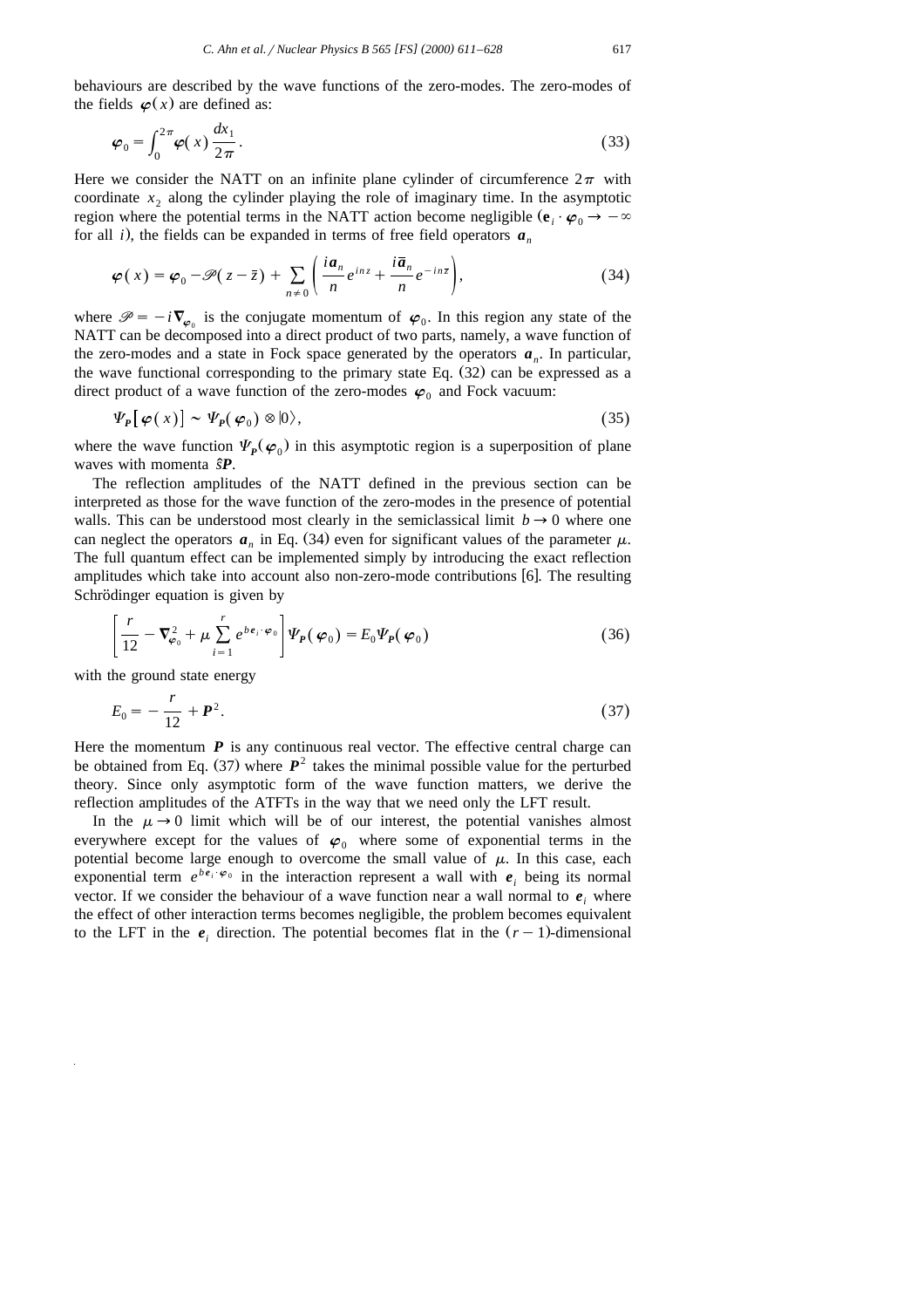behaviours are described by the wave functions of the zero-modes. The zero-modes of the fields $\boldsymbol{\varphi}(x)$ are defined as:

$$\boldsymbol{\varphi}_0 = \int_0^{2\pi} \boldsymbol{\varphi}(x) \frac{dx_1}{2\pi}. \tag{33}$$

Here we consider the NATT on an infinite plane cylinder of circumference $2\pi$ with coordinate $x_2$ along the cylinder playing the role of imaginary time. In the asymptotic region where the potential terms in the NATT action become negligible ($\mathbf{e}_i \cdot \boldsymbol{\varphi}_0 \to -\infty$ for all $i$), the fields can be expanded in terms of free field operators $\boldsymbol{a}_n$

$$\boldsymbol{\varphi}(x) = \boldsymbol{\varphi}_0 - \mathscr{P}(z - \bar{z}) + \sum_{n \neq 0} \left( \frac{i\boldsymbol{a}_n}{n} e^{inz} + \frac{i\bar{\boldsymbol{a}}_n}{n} e^{-in\bar{z}} \right), \tag{34}$$

where $\mathscr{P} = -i\boldsymbol{\nabla}_{\varphi_0}$ is the conjugate momentum of $\boldsymbol{\varphi}_0$. In this region any state of the NATT can be decomposed into a direct product of two parts, namely, a wave function of the zero-modes and a state in Fock space generated by the operators $\boldsymbol{a}_n$. In particular, the wave functional corresponding to the primary state Eq. (32) can be expressed as a direct product of a wave function of the zero-modes $\boldsymbol{\varphi}_0$ and Fock vacuum:

$$\Psi_{\boldsymbol{P}}[\boldsymbol{\varphi}(x)] \sim \Psi_{\boldsymbol{P}}(\boldsymbol{\varphi}_0) \otimes |0\rangle, \tag{35}$$

where the wave function $\Psi_{\boldsymbol{P}}(\boldsymbol{\varphi}_0)$ in this asymptotic region is a superposition of plane waves with momenta $\hat{s}\boldsymbol{P}$.

The reflection amplitudes of the NATT defined in the previous section can be interpreted as those for the wave function of the zero-modes in the presence of potential walls. This can be understood most clearly in the semiclassical limit $b \to 0$ where one can neglect the operators $\boldsymbol{a}_n$ in Eq. (34) even for significant values of the parameter $\mu$. The full quantum effect can be implemented simply by introducing the exact reflection amplitudes which take into account also non-zero-mode contributions [6]. The resulting Schrödinger equation is given by

$$\left[ \frac{r}{12} - \boldsymbol{\nabla}_{\varphi_0}^2 + \mu \sum_{i=1}^{r} e^{b\boldsymbol{e}_i \cdot \boldsymbol{\varphi}_0} \right] \Psi_{\boldsymbol{P}}(\boldsymbol{\varphi}_0) = E_0 \Psi_{\boldsymbol{P}}(\boldsymbol{\varphi}_0) \tag{36}$$

with the ground state energy

$$E_0 = -\frac{r}{12} + \boldsymbol{P}^2. \tag{37}$$

Here the momentum $\boldsymbol{P}$ is any continuous real vector. The effective central charge can be obtained from Eq. (37) where $\boldsymbol{P}^2$ takes the minimal possible value for the perturbed theory. Since only asymptotic form of the wave function matters, we derive the reflection amplitudes of the ATFTs in the way that we need only the LFT result.

In the $\mu \to 0$ limit which will be of our interest, the potential vanishes almost everywhere except for the values of $\boldsymbol{\varphi}_0$ where some of exponential terms in the potential become large enough to overcome the small value of $\mu$. In this case, each exponential term $e^{b\boldsymbol{e}_i \cdot \boldsymbol{\varphi}_0}$ in the interaction represent a wall with $\boldsymbol{e}_i$ being its normal vector. If we consider the behaviour of a wave function near a wall normal to $\boldsymbol{e}_i$ where the effect of other interaction terms becomes negligible, the problem becomes equivalent to the LFT in the $\boldsymbol{e}_i$ direction. The potential becomes flat in the $(r-1)$-dimensional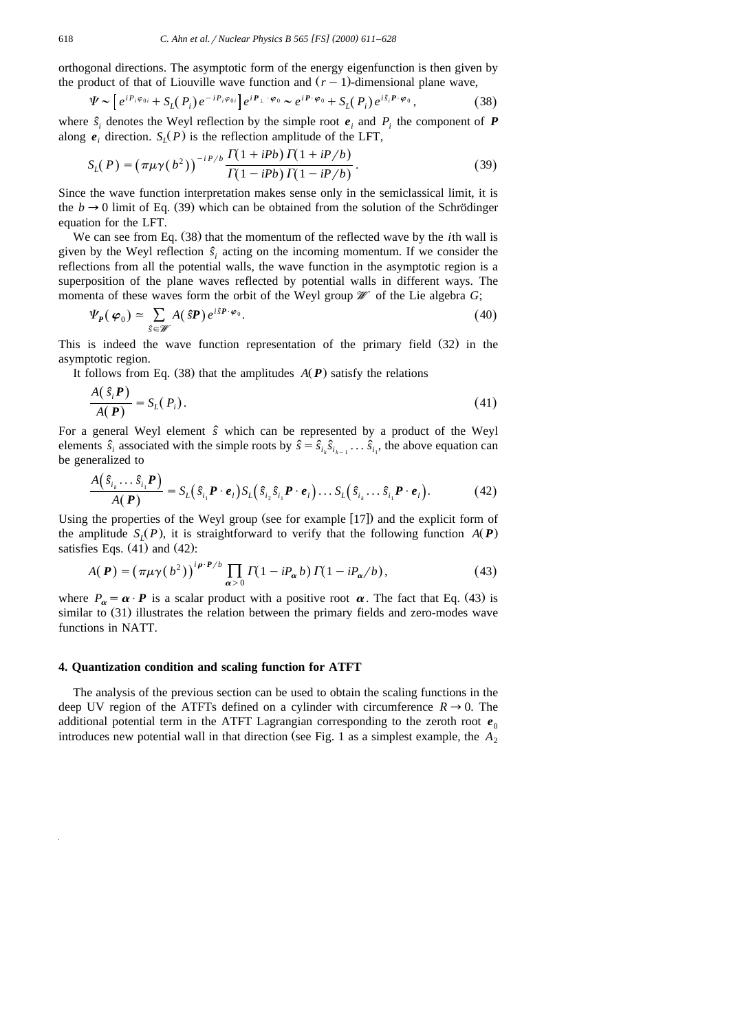orthogonal directions. The asymptotic form of the energy eigenfunction is then given by the product of that of Liouville wave function and $(r-1)$-dimensional plane wave,

$$\Psi \sim \left[ e^{iP_i\varphi_{0i}} + S_L(P_i)\, e^{-iP_i\varphi_{0i}} \right] e^{i\boldsymbol{P}_\perp\cdot\boldsymbol{\varphi}_0} \sim e^{i\boldsymbol{P}\cdot\boldsymbol{\varphi}_0} + S_L(P_i)\, e^{i\hat{s}_i\boldsymbol{P}\cdot\boldsymbol{\varphi}_0}, \tag{38}$$

where $\hat{s}_i$ denotes the Weyl reflection by the simple root $\boldsymbol{e}_i$ and $P_i$ the component of $\boldsymbol{P}$ along $\boldsymbol{e}_i$ direction. $S_L(P)$ is the reflection amplitude of the LFT,

$$S_L(P) = \left(\pi\mu\gamma(b^2)\right)^{-iP/b} \frac{\Gamma(1+iPb)\,\Gamma(1+iP/b)}{\Gamma(1-iPb)\,\Gamma(1-iP/b)}. \tag{39}$$

Since the wave function interpretation makes sense only in the semiclassical limit, it is the $b \to 0$ limit of Eq. (39) which can be obtained from the solution of the Schrödinger equation for the LFT.

We can see from Eq. (38) that the momentum of the reflected wave by the $i$th wall is given by the Weyl reflection $\hat{s}_i$ acting on the incoming momentum. If we consider the reflections from all the potential walls, the wave function in the asymptotic region is a superposition of the plane waves reflected by potential walls in different ways. The momenta of these waves form the orbit of the Weyl group $\mathscr{W}$ of the Lie algebra $G$;

$$\Psi_{\boldsymbol{P}}(\boldsymbol{\varphi}_0) \simeq \sum_{\hat{s}\in\mathscr{W}} A(\hat{s}\boldsymbol{P})\, e^{i\hat{s}\boldsymbol{P}\cdot\boldsymbol{\varphi}_0}. \tag{40}$$

This is indeed the wave function representation of the primary field (32) in the asymptotic region.

It follows from Eq. (38) that the amplitudes $A(\boldsymbol{P})$ satisfy the relations

$$\frac{A(\hat{s}_i\boldsymbol{P})}{A(\boldsymbol{P})} = S_L(P_i). \tag{41}$$

For a general Weyl element $\hat{s}$ which can be represented by a product of the Weyl elements $\hat{s}_i$ associated with the simple roots by $\hat{s} = \hat{s}_{i_k}\hat{s}_{i_{k-1}}\ldots\hat{s}_{i_1}$, the above equation can be generalized to

$$\frac{A\left(\hat{s}_{i_k}\ldots\hat{s}_{i_1}\boldsymbol{P}\right)}{A(\boldsymbol{P})} = S_L\left(\hat{s}_{i_1}\boldsymbol{P}\cdot\boldsymbol{e}_l\right) S_L\left(\hat{s}_{i_2}\hat{s}_{i_1}\boldsymbol{P}\cdot\boldsymbol{e}_l\right)\ldots S_L\left(\hat{s}_{i_k}\ldots\hat{s}_{i_1}\boldsymbol{P}\cdot\boldsymbol{e}_l\right). \tag{42}$$

Using the properties of the Weyl group (see for example [17]) and the explicit form of the amplitude $S_L(P)$, it is straightforward to verify that the following function $A(\boldsymbol{P})$ satisfies Eqs. (41) and (42):

$$A(\boldsymbol{P}) = \left(\pi\mu\gamma(b^2)\right)^{i\boldsymbol{\rho}\cdot\boldsymbol{P}/b} \prod_{\boldsymbol{\alpha}>0} \Gamma(1-iP_{\boldsymbol{\alpha}}b)\,\Gamma(1-iP_{\boldsymbol{\alpha}}/b), \tag{43}$$

where $P_{\boldsymbol{\alpha}} = \boldsymbol{\alpha}\cdot\boldsymbol{P}$ is a scalar product with a positive root $\boldsymbol{\alpha}$. The fact that Eq. (43) is similar to (31) illustrates the relation between the primary fields and zero-modes wave functions in NATT.

### 4. Quantization condition and scaling function for ATFT

The analysis of the previous section can be used to obtain the scaling functions in the deep UV region of the ATFTs defined on a cylinder with circumference $R \to 0$. The additional potential term in the ATFT Lagrangian corresponding to the zeroth root $\boldsymbol{e}_0$ introduces new potential wall in that direction (see Fig. 1 as a simplest example, the $A_2$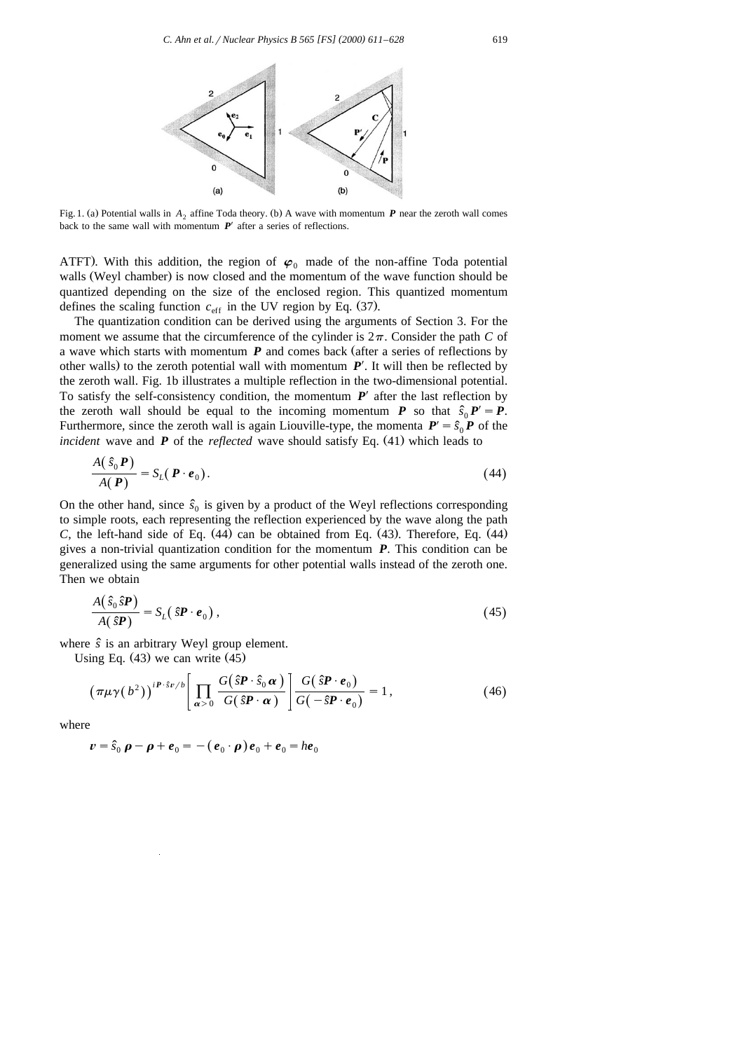Fig. 1. (a) Potential walls in $A_2$ affine Toda theory. (b) A wave with momentum $\boldsymbol{P}$ near the zeroth wall comes back to the same wall with momentum $\boldsymbol{P}'$ after a series of reflections.

ATFT). With this addition, the region of $\boldsymbol{\varphi}_0$ made of the non-affine Toda potential walls (Weyl chamber) is now closed and the momentum of the wave function should be quantized depending on the size of the enclosed region. This quantized momentum defines the scaling function $c_{\text{eff}}$ in the UV region by Eq. (37).

The quantization condition can be derived using the arguments of Section 3. For the moment we assume that the circumference of the cylinder is $2\pi$. Consider the path $C$ of a wave which starts with momentum $\boldsymbol{P}$ and comes back (after a series of reflections by other walls) to the zeroth potential wall with momentum $\boldsymbol{P}'$. It will then be reflected by the zeroth wall. Fig. 1b illustrates a multiple reflection in the two-dimensional potential. To satisfy the self-consistency condition, the momentum $\boldsymbol{P}'$ after the last reflection by the zeroth wall should be equal to the incoming momentum $\boldsymbol{P}$ so that $\hat{s}_0 \boldsymbol{P}' = \boldsymbol{P}$. Furthermore, since the zeroth wall is again Liouville-type, the momenta $\boldsymbol{P}' = \hat{s}_0 \boldsymbol{P}$ of the *incident* wave and $\boldsymbol{P}$ of the *reflected* wave should satisfy Eq. (41) which leads to

$$\frac{A(\hat{s}_0 \boldsymbol{P})}{A(\boldsymbol{P})} = S_L(\boldsymbol{P} \cdot \boldsymbol{e}_0). \tag{44}$$

On the other hand, since $\hat{s}_0$ is given by a product of the Weyl reflections corresponding to simple roots, each representing the reflection experienced by the wave along the path $C$, the left-hand side of Eq. (44) can be obtained from Eq. (43). Therefore, Eq. (44) gives a non-trivial quantization condition for the momentum $\boldsymbol{P}$. This condition can be generalized using the same arguments for other potential walls instead of the zeroth one. Then we obtain

$$\frac{A(\hat{s}_0 \hat{s} \boldsymbol{P})}{A(\hat{s} \boldsymbol{P})} = S_L(\hat{s} \boldsymbol{P} \cdot \boldsymbol{e}_0), \tag{45}$$

where $\hat{s}$ is an arbitrary Weyl group element.

Using Eq. (43) we can write (45)

$$\left(\pi \mu \gamma(b^2)\right)^{i\boldsymbol{P} \cdot \hat{s} \boldsymbol{v}/b} \left[ \prod_{\boldsymbol{\alpha} > 0} \frac{G(\hat{s} \boldsymbol{P} \cdot \hat{s}_0 \boldsymbol{\alpha})}{G(\hat{s} \boldsymbol{P} \cdot \boldsymbol{\alpha})} \right] \frac{G(\hat{s} \boldsymbol{P} \cdot \boldsymbol{e}_0)}{G(-\hat{s} \boldsymbol{P} \cdot \boldsymbol{e}_0)} = 1, \tag{46}$$

where

$$\boldsymbol{v} = \hat{s}_0 \boldsymbol{\rho} - \boldsymbol{\rho} + \boldsymbol{e}_0 = -(\boldsymbol{e}_0 \cdot \boldsymbol{\rho}) \boldsymbol{e}_0 + \boldsymbol{e}_0 = h \boldsymbol{e}_0$$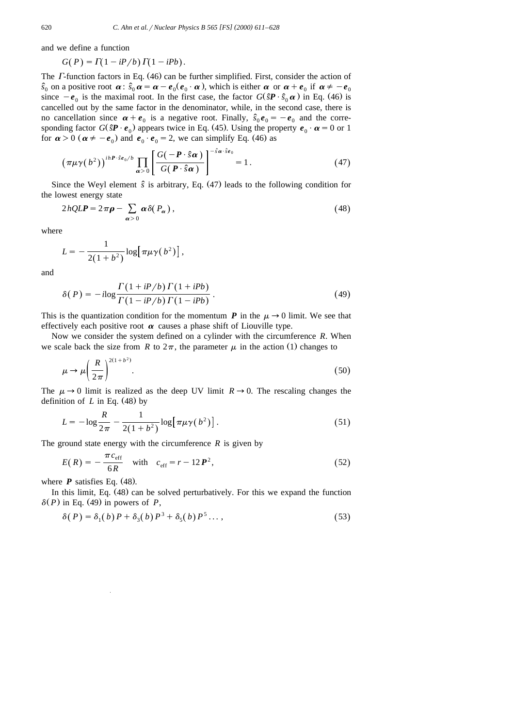and we define a function

$$G(P) = \Gamma(1 - iP/b)\,\Gamma(1 - iPb).$$

The $\Gamma$-function factors in Eq. (46) can be further simplified. First, consider the action of $\hat{s}_0$ on a positive root $\boldsymbol{\alpha}$: $\hat{s}_0\boldsymbol{\alpha} = \boldsymbol{\alpha} - \boldsymbol{e}_0(\boldsymbol{e}_0 \cdot \boldsymbol{\alpha})$, which is either $\boldsymbol{\alpha}$ or $\boldsymbol{\alpha} + \boldsymbol{e}_0$ if $\boldsymbol{\alpha} \neq -\boldsymbol{e}_0$ since $-\boldsymbol{e}_0$ is the maximal root. In the first case, the factor $G(\hat{s}\boldsymbol{P} \cdot \hat{s}_0\boldsymbol{\alpha})$ in Eq. (46) is cancelled out by the same factor in the denominator, while, in the second case, there is no cancellation since $\boldsymbol{\alpha} + \boldsymbol{e}_0$ is a negative root. Finally, $\hat{s}_0\boldsymbol{e}_0 = -\boldsymbol{e}_0$ and the corresponding factor $G(\hat{s}\boldsymbol{P} \cdot \boldsymbol{e}_0)$ appears twice in Eq. (45). Using the property $\boldsymbol{e}_0 \cdot \boldsymbol{\alpha} = 0$ or 1 for $\boldsymbol{\alpha} > 0$ ($\boldsymbol{\alpha} \neq -\boldsymbol{e}_0$) and $\boldsymbol{e}_0 \cdot \boldsymbol{e}_0 = 2$, we can simplify Eq. (46) as

$$\left(\pi\mu\gamma(b^2)\right)^{ih\boldsymbol{P}\cdot\hat{s}\boldsymbol{e}_0/b} \prod_{\boldsymbol{\alpha}>0} \left[\frac{G(-\boldsymbol{P}\cdot\hat{s}\boldsymbol{\alpha})}{G(\boldsymbol{P}\cdot\hat{s}\boldsymbol{\alpha})}\right]^{-\hat{s}\boldsymbol{\alpha}\cdot\hat{s}\boldsymbol{e}_0} = 1. \tag{47}$$

Since the Weyl element $\hat{s}$ is arbitrary, Eq. (47) leads to the following condition for the lowest energy state

$$2hQL\boldsymbol{P} = 2\pi\boldsymbol{\rho} - \sum_{\boldsymbol{\alpha}>0} \boldsymbol{\alpha}\,\delta(P_{\boldsymbol{\alpha}}), \tag{48}$$

where

$$L = -\frac{1}{2(1+b^2)}\log\left[\pi\mu\gamma(b^2)\right],$$

and

$$\delta(P) = -i\log\frac{\Gamma(1+iP/b)\,\Gamma(1+iPb)}{\Gamma(1-iP/b)\,\Gamma(1-iPb)}. \tag{49}$$

This is the quantization condition for the momentum $\boldsymbol{P}$ in the $\mu \to 0$ limit. We see that effectively each positive root $\boldsymbol{\alpha}$ causes a phase shift of Liouville type.

Now we consider the system defined on a cylinder with the circumference $R$. When we scale back the size from $R$ to $2\pi$, the parameter $\mu$ in the action (1) changes to

$$\mu \to \mu\left(\frac{R}{2\pi}\right)^{2(1+b^2)}. \tag{50}$$

The $\mu \to 0$ limit is realized as the deep UV limit $R \to 0$. The rescaling changes the definition of $L$ in Eq. (48) by

$$L = -\log\frac{R}{2\pi} - \frac{1}{2(1+b^2)}\log\left[\pi\mu\gamma(b^2)\right]. \tag{51}$$

The ground state energy with the circumference $R$ is given by

$$E(R) = -\frac{\pi c_{\text{eff}}}{6R} \quad \text{with} \quad c_{\text{eff}} = r - 12\boldsymbol{P}^2, \tag{52}$$

where $\boldsymbol{P}$ satisfies Eq. (48).

In this limit, Eq. (48) can be solved perturbatively. For this we expand the function $\delta(P)$ in Eq. (49) in powers of $P$,

$$\delta(P) = \delta_1(b)P + \delta_3(b)P^3 + \delta_5(b)P^5 \ldots, \tag{53}$$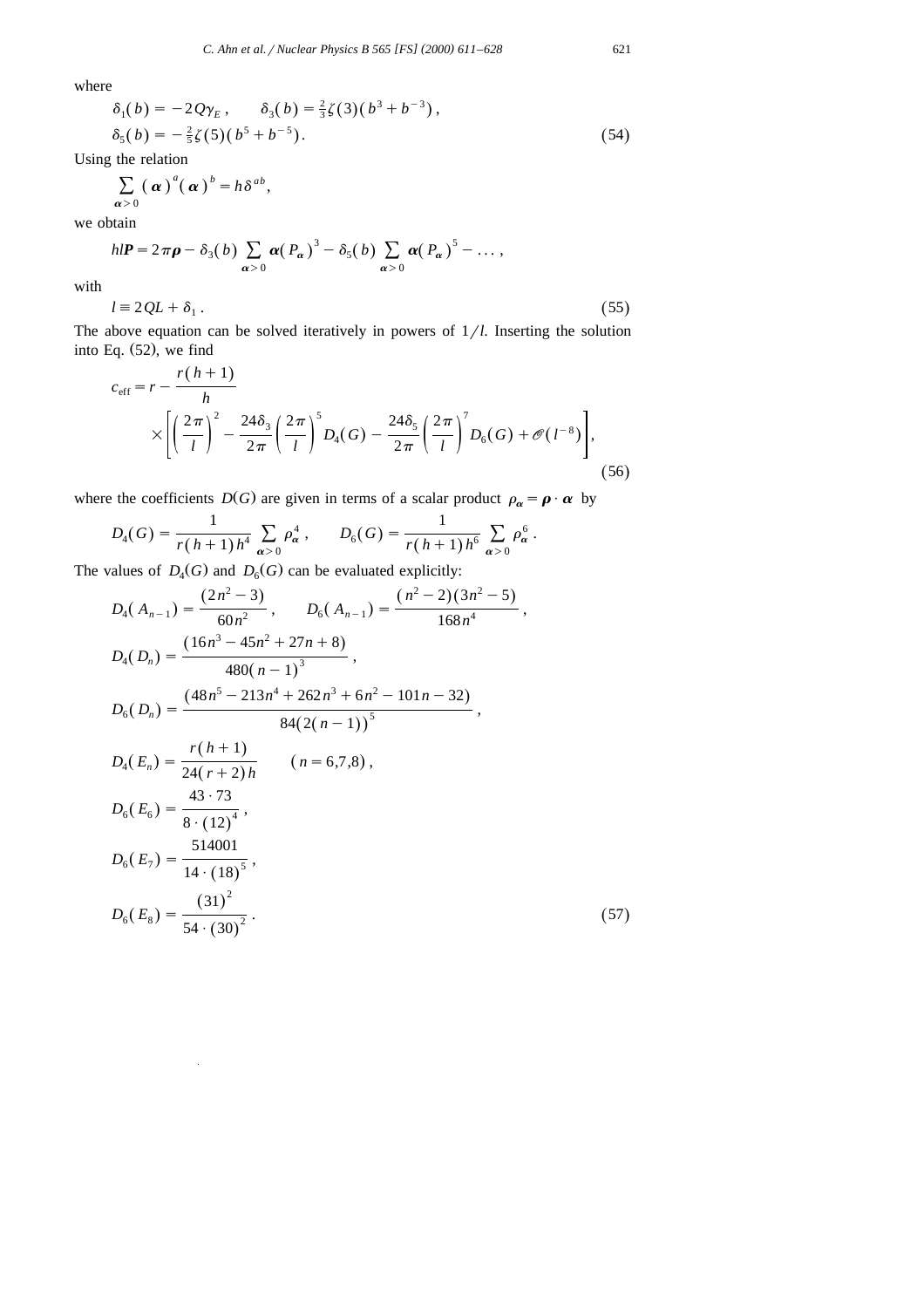where

$$\delta_1(b) = -2Q\gamma_E, \qquad \delta_3(b) = \tfrac{2}{3}\zeta(3)(b^3 + b^{-3}),$$
$$\delta_5(b) = -\tfrac{2}{5}\zeta(5)(b^5 + b^{-5}). \tag{54}$$

Using the relation

$$\sum_{\boldsymbol{\alpha}>0} (\boldsymbol{\alpha})^a (\boldsymbol{\alpha})^b = h\delta^{ab},$$

we obtain

$$hl\boldsymbol{P} = 2\pi\boldsymbol{\rho} - \delta_3(b) \sum_{\boldsymbol{\alpha}>0} \boldsymbol{\alpha}(P_{\boldsymbol{\alpha}})^3 - \delta_5(b) \sum_{\boldsymbol{\alpha}>0} \boldsymbol{\alpha}(P_{\boldsymbol{\alpha}})^5 - \dots,$$

with

$$l \equiv 2QL + \delta_1. \tag{55}$$

The above equation can be solved iteratively in powers of $1/l$. Inserting the solution into Eq. (52), we find

$$c_{\text{eff}} = r - \frac{r(h+1)}{h} \times \left[ \left(\frac{2\pi}{l}\right)^2 - \frac{24\delta_3}{2\pi}\left(\frac{2\pi}{l}\right)^5 D_4(G) - \frac{24\delta_5}{2\pi}\left(\frac{2\pi}{l}\right)^7 D_6(G) + \mathscr{O}(l^{-8}) \right], \tag{56}$$

where the coefficients $D(G)$ are given in terms of a scalar product $\rho_{\boldsymbol{\alpha}} = \boldsymbol{\rho} \cdot \boldsymbol{\alpha}$ by

$$D_4(G) = \frac{1}{r(h+1)h^4} \sum_{\boldsymbol{\alpha}>0} \rho_{\boldsymbol{\alpha}}^4, \qquad D_6(G) = \frac{1}{r(h+1)h^6} \sum_{\boldsymbol{\alpha}>0} \rho_{\boldsymbol{\alpha}}^6.$$

The values of $D_4(G)$ and $D_6(G)$ can be evaluated explicitly:

$$D_4(A_{n-1}) = \frac{(2n^2-3)}{60n^2}, \qquad D_6(A_{n-1}) = \frac{(n^2-2)(3n^2-5)}{168n^4},$$
$$D_4(D_n) = \frac{(16n^3 - 45n^2 + 27n + 8)}{480(n-1)^3},$$
$$D_6(D_n) = \frac{(48n^5 - 213n^4 + 262n^3 + 6n^2 - 101n - 32)}{84(2(n-1))^5},$$
$$D_4(E_n) = \frac{r(h+1)}{24(r+2)h} \qquad (n = 6,7,8),$$
$$D_6(E_6) = \frac{43 \cdot 73}{8 \cdot (12)^4},$$
$$D_6(E_7) = \frac{514001}{14 \cdot (18)^5},$$
$$D_6(E_8) = \frac{(31)^2}{54 \cdot (30)^2}. \tag{57}$$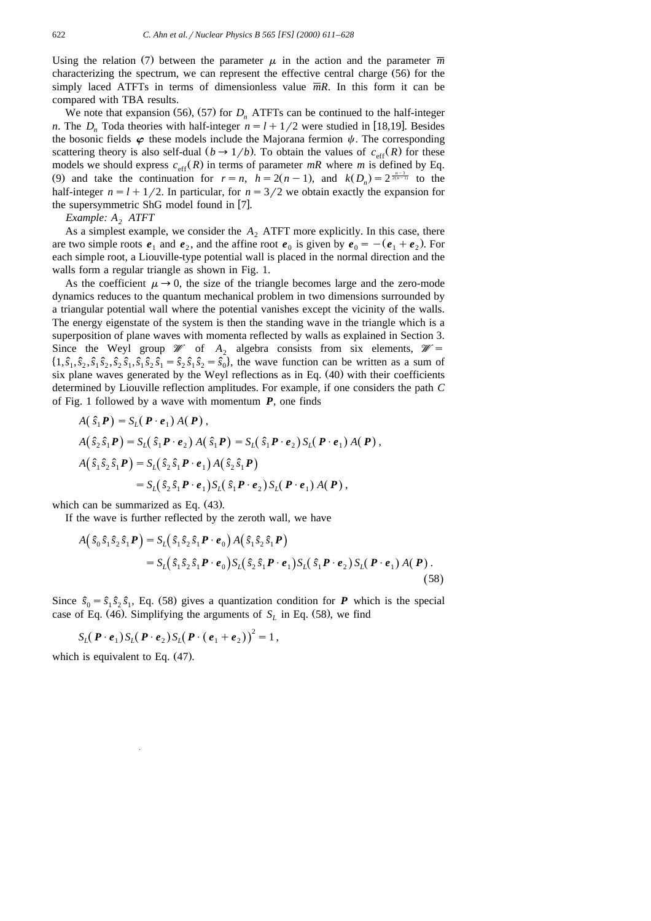Using the relation (7) between the parameter $\mu$ in the action and the parameter $\overline{m}$ characterizing the spectrum, we can represent the effective central charge (56) for the simply laced ATFTs in terms of dimensionless value $\overline{m}R$. In this form it can be compared with TBA results.

We note that expansion (56), (57) for $D_n$ ATFTs can be continued to the half-integer $n$. The $D_n$ Toda theories with half-integer $n = l + 1/2$ were studied in [18,19]. Besides the bosonic fields $\boldsymbol{\varphi}$ these models include the Majorana fermion $\psi$. The corresponding scattering theory is also self-dual ($b \to 1/b$). To obtain the values of $c_{\text{eff}}(R)$ for these models we should express $c_{\text{eff}}(R)$ in terms of parameter $mR$ where $m$ is defined by Eq. (9) and take the continuation for $r = n$, $h = 2(n-1)$, and $k(D_n) = 2^{\frac{n-3}{2(n-1)}}$ to the half-integer $n = l + 1/2$. In particular, for $n = 3/2$ we obtain exactly the expansion for the supersymmetric ShG model found in [7].

*Example: $A_2$ ATFT*

As a simplest example, we consider the $A_2$ ATFT more explicitly. In this case, there are two simple roots $\boldsymbol{e}_1$ and $\boldsymbol{e}_2$, and the affine root $\boldsymbol{e}_0$ is given by $\boldsymbol{e}_0 = -(\boldsymbol{e}_1 + \boldsymbol{e}_2)$. For each simple root, a Liouville-type potential wall is placed in the normal direction and the walls form a regular triangle as shown in Fig. 1.

As the coefficient $\mu \to 0$, the size of the triangle becomes large and the zero-mode dynamics reduces to the quantum mechanical problem in two dimensions surrounded by a triangular potential wall where the potential vanishes except the vicinity of the walls. The energy eigenstate of the system is then the standing wave in the triangle which is a superposition of plane waves with momenta reflected by walls as explained in Section 3. Since the Weyl group $\mathscr{W}$ of $A_2$ algebra consists from six elements, $\mathscr{W} = \{1, \hat{s}_1, \hat{s}_2, \hat{s}_1\hat{s}_2, \hat{s}_2\hat{s}_1, \hat{s}_1\hat{s}_2\hat{s}_1 = \hat{s}_2\hat{s}_1\hat{s}_2 = \hat{s}_0\}$, the wave function can be written as a sum of six plane waves generated by the Weyl reflections as in Eq. (40) with their coefficients determined by Liouville reflection amplitudes. For example, if one considers the path $C$ of Fig. 1 followed by a wave with momentum $\boldsymbol{P}$, one finds

$$
\begin{aligned}
A(\hat{s}_1\boldsymbol{P}) &= S_L(\boldsymbol{P}\cdot\boldsymbol{e}_1)\,A(\boldsymbol{P}),\\
A(\hat{s}_2\hat{s}_1\boldsymbol{P}) &= S_L(\hat{s}_1\boldsymbol{P}\cdot\boldsymbol{e}_2)\,A(\hat{s}_1\boldsymbol{P}) = S_L(\hat{s}_1\boldsymbol{P}\cdot\boldsymbol{e}_2)\,S_L(\boldsymbol{P}\cdot\boldsymbol{e}_1)\,A(\boldsymbol{P}),\\
A(\hat{s}_1\hat{s}_2\hat{s}_1\boldsymbol{P}) &= S_L(\hat{s}_2\hat{s}_1\boldsymbol{P}\cdot\boldsymbol{e}_1)\,A(\hat{s}_2\hat{s}_1\boldsymbol{P})\\
&= S_L(\hat{s}_2\hat{s}_1\boldsymbol{P}\cdot\boldsymbol{e}_1)S_L(\hat{s}_1\boldsymbol{P}\cdot\boldsymbol{e}_2)\,S_L(\boldsymbol{P}\cdot\boldsymbol{e}_1)\,A(\boldsymbol{P}),
\end{aligned}
$$

which can be summarized as Eq. (43).

If the wave is further reflected by the zeroth wall, we have

$$
\begin{aligned}
A(\hat{s}_0\hat{s}_1\hat{s}_2\hat{s}_1\boldsymbol{P}) &= S_L(\hat{s}_1\hat{s}_2\hat{s}_1\boldsymbol{P}\cdot\boldsymbol{e}_0)\,A(\hat{s}_1\hat{s}_2\hat{s}_1\boldsymbol{P})\\
&= S_L(\hat{s}_1\hat{s}_2\hat{s}_1\boldsymbol{P}\cdot\boldsymbol{e}_0)S_L(\hat{s}_2\hat{s}_1\boldsymbol{P}\cdot\boldsymbol{e}_1)S_L(\hat{s}_1\boldsymbol{P}\cdot\boldsymbol{e}_2)\,S_L(\boldsymbol{P}\cdot\boldsymbol{e}_1)\,A(\boldsymbol{P}).
\end{aligned}
\tag{58}
$$

Since $\hat{s}_0 = \hat{s}_1\hat{s}_2\hat{s}_1$, Eq. (58) gives a quantization condition for $\boldsymbol{P}$ which is the special case of Eq. (46). Simplifying the arguments of $S_L$ in Eq. (58), we find

$$
S_L(\boldsymbol{P}\cdot\boldsymbol{e}_1)\,S_L(\boldsymbol{P}\cdot\boldsymbol{e}_2)\,S_L(\boldsymbol{P}\cdot(\boldsymbol{e}_1+\boldsymbol{e}_2))^2 = 1,
$$

which is equivalent to Eq. (47).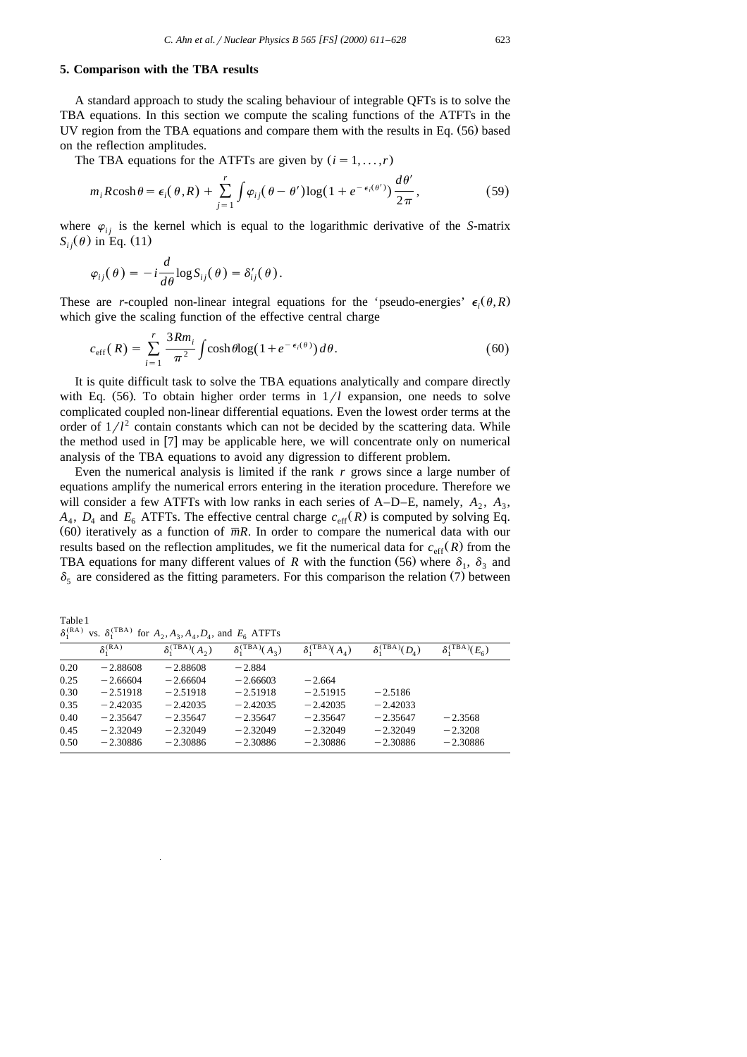## 5. Comparison with the TBA results

A standard approach to study the scaling behaviour of integrable QFTs is to solve the TBA equations. In this section we compute the scaling functions of the ATFTs in the UV region from the TBA equations and compare them with the results in Eq. (56) based on the reflection amplitudes.

The TBA equations for the ATFTs are given by $(i = 1, \ldots, r)$

$$m_i R \cosh\theta = \epsilon_i(\theta, R) + \sum_{j=1}^{r} \int \varphi_{ij}(\theta - \theta') \log(1 + e^{-\epsilon_i(\theta')}) \frac{d\theta'}{2\pi}, \tag{59}$$

where $\varphi_{ij}$ is the kernel which is equal to the logarithmic derivative of the $S$-matrix $S_{ij}(\theta)$ in Eq. (11)

$$\varphi_{ij}(\theta) = -i \frac{d}{d\theta} \log S_{ij}(\theta) = \delta'_{ij}(\theta).$$

These are $r$-coupled non-linear integral equations for the 'pseudo-energies' $\epsilon_i(\theta, R)$ which give the scaling function of the effective central charge

$$c_{\text{eff}}(R) = \sum_{i=1}^{r} \frac{3Rm_i}{\pi^2} \int \cosh\theta \log(1 + e^{-\epsilon_i(\theta)})\, d\theta. \tag{60}$$

It is quite difficult task to solve the TBA equations analytically and compare directly with Eq. (56). To obtain higher order terms in $1/l$ expansion, one needs to solve complicated coupled non-linear differential equations. Even the lowest order terms at the order of $1/l^2$ contain constants which can not be decided by the scattering data. While the method used in [7] may be applicable here, we will concentrate only on numerical analysis of the TBA equations to avoid any digression to different problem.

Even the numerical analysis is limited if the rank $r$ grows since a large number of equations amplify the numerical errors entering in the iteration procedure. Therefore we will consider a few ATFTs with low ranks in each series of A–D–E, namely, $A_2$, $A_3$, $A_4$, $D_4$ and $E_6$ ATFTs. The effective central charge $c_{\text{eff}}(R)$ is computed by solving Eq. (60) iteratively as a function of $\overline{m}R$. In order to compare the numerical data with our results based on the reflection amplitudes, we fit the numerical data for $c_{\text{eff}}(R)$ from the TBA equations for many different values of $R$ with the function (56) where $\delta_1$, $\delta_3$ and $\delta_5$ are considered as the fitting parameters. For this comparison the relation (7) between

Table 1
$\delta_1^{(\text{RA})}$ vs. $\delta_1^{(\text{TBA})}$ for $A_2, A_3, A_4, D_4$, and $E_6$ ATFTs

| | $\delta_1^{(\text{RA})}$ | $\delta_1^{(\text{TBA})}(A_2)$ | $\delta_1^{(\text{TBA})}(A_3)$ | $\delta_1^{(\text{TBA})}(A_4)$ | $\delta_1^{(\text{TBA})}(D_4)$ | $\delta_1^{(\text{TBA})}(E_6)$ |
|---|---|---|---|---|---|---|
| 0.20 | −2.88608 | −2.88608 | −2.884 | | | |
| 0.25 | −2.66604 | −2.66604 | −2.66603 | −2.664 | | |
| 0.30 | −2.51918 | −2.51918 | −2.51918 | −2.51915 | −2.5186 | |
| 0.35 | −2.42035 | −2.42035 | −2.42035 | −2.42035 | −2.42033 | |
| 0.40 | −2.35647 | −2.35647 | −2.35647 | −2.35647 | −2.35647 | −2.3568 |
| 0.45 | −2.32049 | −2.32049 | −2.32049 | −2.32049 | −2.32049 | −2.3208 |
| 0.50 | −2.30886 | −2.30886 | −2.30886 | −2.30886 | −2.30886 | −2.30886 |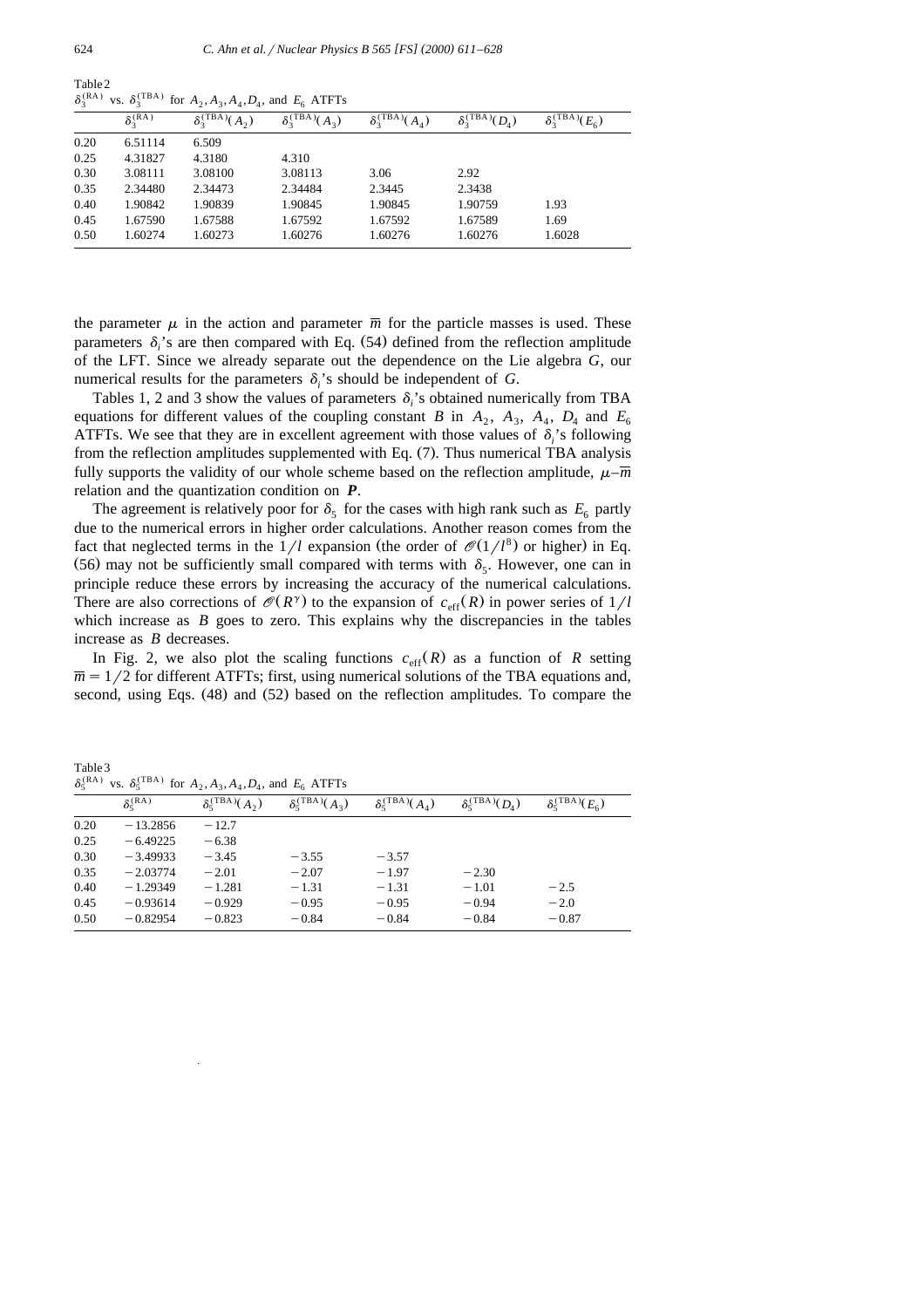Table 2
$\delta_3^{(\mathrm{RA})}$ vs. $\delta_3^{(\mathrm{TBA})}$ for $A_2, A_3, A_4, D_4$, and $E_6$ ATFTs

| | $\delta_3^{(\mathrm{RA})}$ | $\delta_3^{(\mathrm{TBA})}(A_2)$ | $\delta_3^{(\mathrm{TBA})}(A_3)$ | $\delta_3^{(\mathrm{TBA})}(A_4)$ | $\delta_3^{(\mathrm{TBA})}(D_4)$ | $\delta_3^{(\mathrm{TBA})}(E_6)$ |
|---|---|---|---|---|---|---|
| 0.20 | 6.51114 | 6.509 | | | | |
| 0.25 | 4.31827 | 4.3180 | 4.310 | | | |
| 0.30 | 3.08111 | 3.08100 | 3.08113 | 3.06 | 2.92 | |
| 0.35 | 2.34480 | 2.34473 | 2.34484 | 2.3445 | 2.3438 | |
| 0.40 | 1.90842 | 1.90839 | 1.90845 | 1.90845 | 1.90759 | 1.93 |
| 0.45 | 1.67590 | 1.67588 | 1.67592 | 1.67592 | 1.67589 | 1.69 |
| 0.50 | 1.60274 | 1.60273 | 1.60276 | 1.60276 | 1.60276 | 1.6028 |

the parameter $\mu$ in the action and parameter $\overline{m}$ for the particle masses is used. These parameters $\delta_i$'s are then compared with Eq. (54) defined from the reflection amplitude of the LFT. Since we already separate out the dependence on the Lie algebra $G$, our numerical results for the parameters $\delta_i$'s should be independent of $G$.

Tables 1, 2 and 3 show the values of parameters $\delta_i$'s obtained numerically from TBA equations for different values of the coupling constant $B$ in $A_2$, $A_3$, $A_4$, $D_4$ and $E_6$ ATFTs. We see that they are in excellent agreement with those values of $\delta_i$'s following from the reflection amplitudes supplemented with Eq. (7). Thus numerical TBA analysis fully supports the validity of our whole scheme based on the reflection amplitude, $\mu$–$\overline{m}$ relation and the quantization condition on $\boldsymbol{P}$.

The agreement is relatively poor for $\delta_5$ for the cases with high rank such as $E_6$ partly due to the numerical errors in higher order calculations. Another reason comes from the fact that neglected terms in the $1/l$ expansion (the order of $\mathscr{O}(1/l^8)$ or higher) in Eq. (56) may not be sufficiently small compared with terms with $\delta_5$. However, one can in principle reduce these errors by increasing the accuracy of the numerical calculations. There are also corrections of $\mathscr{O}(R^\gamma)$ to the expansion of $c_{\mathrm{eff}}(R)$ in power series of $1/l$ which increase as $B$ goes to zero. This explains why the discrepancies in the tables increase as $B$ decreases.

In Fig. 2, we also plot the scaling functions $c_{\mathrm{eff}}(R)$ as a function of $R$ setting $\overline{m} = 1/2$ for different ATFTs; first, using numerical solutions of the TBA equations and, second, using Eqs. (48) and (52) based on the reflection amplitudes. To compare the

Table 3
$\delta_5^{(\mathrm{RA})}$ vs. $\delta_5^{(\mathrm{TBA})}$ for $A_2, A_3, A_4, D_4$, and $E_6$ ATFTs

| | $\delta_5^{(\mathrm{RA})}$ | $\delta_5^{(\mathrm{TBA})}(A_2)$ | $\delta_5^{(\mathrm{TBA})}(A_3)$ | $\delta_5^{(\mathrm{TBA})}(A_4)$ | $\delta_5^{(\mathrm{TBA})}(D_4)$ | $\delta_5^{(\mathrm{TBA})}(E_6)$ |
|---|---|---|---|---|---|---|
| 0.20 | −13.2856 | −12.7 | | | | |
| 0.25 | −6.49225 | −6.38 | | | | |
| 0.30 | −3.49933 | −3.45 | −3.55 | −3.57 | | |
| 0.35 | −2.03774 | −2.01 | −2.07 | −1.97 | −2.30 | |
| 0.40 | −1.29349 | −1.281 | −1.31 | −1.31 | −1.01 | −2.5 |
| 0.45 | −0.93614 | −0.929 | −0.95 | −0.95 | −0.94 | −2.0 |
| 0.50 | −0.82954 | −0.823 | −0.84 | −0.84 | −0.84 | −0.87 |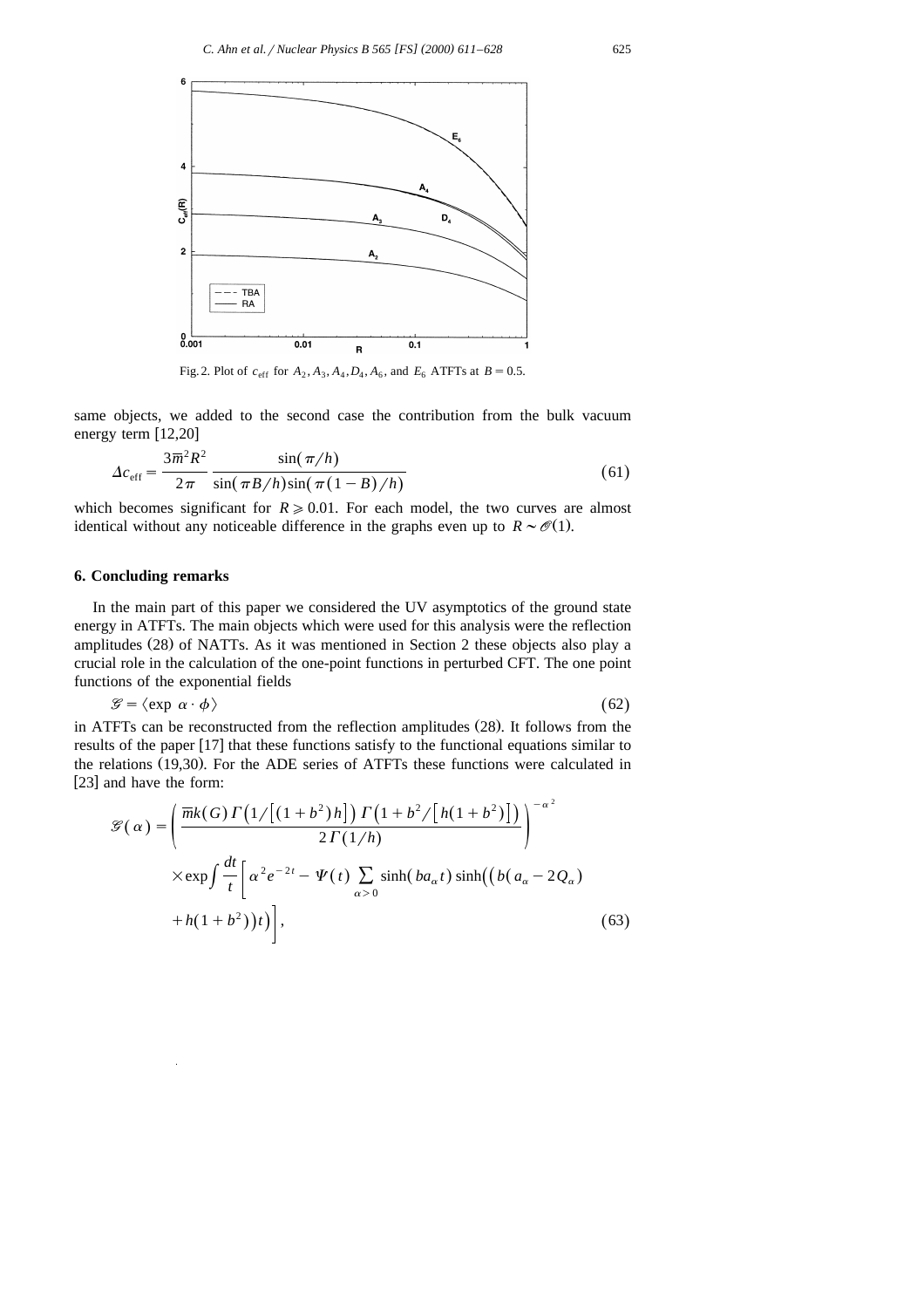Fig. 2. Plot of $c_{\text{eff}}$ for $A_2, A_3, A_4, D_4, A_6$, and $E_6$ ATFTs at $B = 0.5$.

same objects, we added to the second case the contribution from the bulk vacuum energy term [12,20]

$$\Delta c_{\text{eff}} = \frac{3\overline{m}^2 R^2}{2\pi} \frac{\sin(\pi/h)}{\sin(\pi B/h)\sin(\pi(1-B)/h)} \tag{61}$$

which becomes significant for $R \geqslant 0.01$. For each model, the two curves are almost identical without any noticeable difference in the graphs even up to $R \sim \mathcal{O}(1)$.

## 6. Concluding remarks

In the main part of this paper we considered the UV asymptotics of the ground state energy in ATFTs. The main objects which were used for this analysis were the reflection amplitudes (28) of NATTs. As it was mentioned in Section 2 these objects also play a crucial role in the calculation of the one-point functions in perturbed CFT. The one point functions of the exponential fields

$$\mathcal{G} = \langle \exp \, \alpha \cdot \phi \rangle \tag{62}$$

in ATFTs can be reconstructed from the reflection amplitudes (28). It follows from the results of the paper [17] that these functions satisfy to the functional equations similar to the relations (19,30). For the ADE series of ATFTs these functions were calculated in [23] and have the form:

$$\begin{aligned}
\mathcal{G}(\alpha) = {} & \left( \frac{\overline{m}k(G)\,\Gamma\big(1/\big[(1+b^2)h\big]\big)\,\Gamma\big(1+b^2/\big[h(1+b^2)\big]\big)}{2\,\Gamma(1/h)} \right)^{-\alpha^2} \\
& \times \exp \int \frac{dt}{t} \Bigg[ \alpha^2 e^{-2t} - \Psi(t) \sum_{\alpha>0} \sinh(b a_\alpha t) \sinh\Big(\big(b(a_\alpha - 2Q_\alpha) \\
& + h(1+b^2)\big)t\Big) \Bigg],
\end{aligned} \tag{63}$$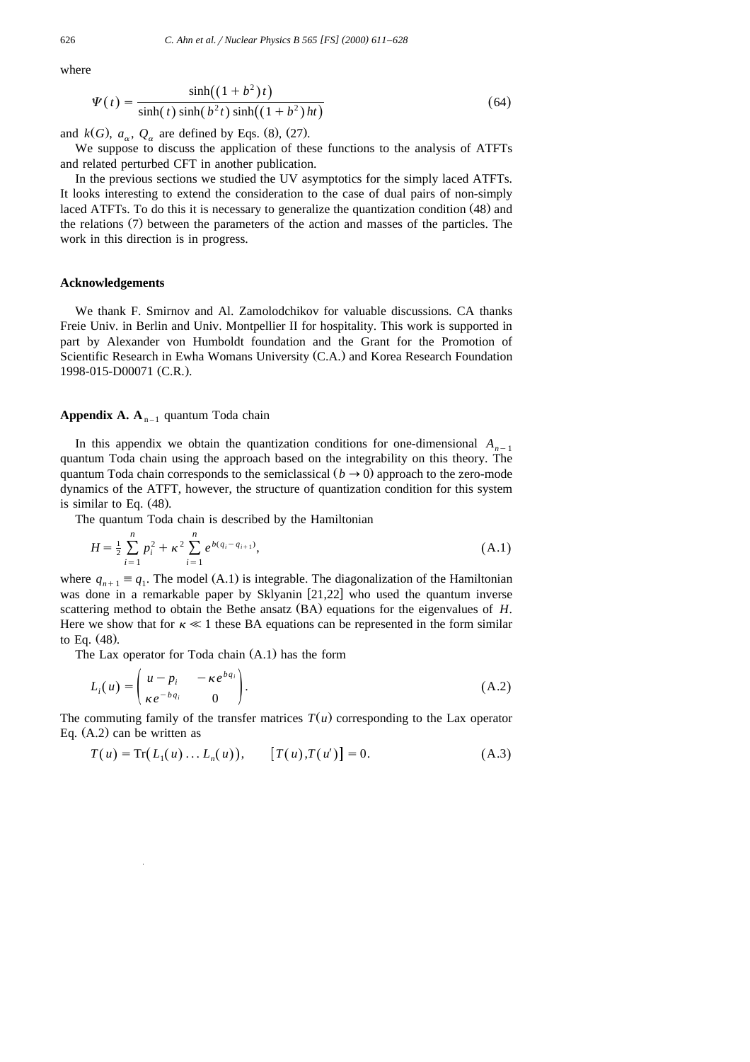where

$$\Psi(t) = \frac{\sinh\big((1+b^2)t\big)}{\sinh(t)\sinh(b^2 t)\sinh\big((1+b^2)ht\big)} \tag{64}$$

and $k(G)$, $a_\alpha$, $Q_\alpha$ are defined by Eqs. (8), (27).

We suppose to discuss the application of these functions to the analysis of ATFTs and related perturbed CFT in another publication.

In the previous sections we studied the UV asymptotics for the simply laced ATFTs. It looks interesting to extend the consideration to the case of dual pairs of non-simply laced ATFTs. To do this it is necessary to generalize the quantization condition (48) and the relations (7) between the parameters of the action and masses of the particles. The work in this direction is in progress.

### Acknowledgements

We thank F. Smirnov and Al. Zamolodchikov for valuable discussions. CA thanks Freie Univ. in Berlin and Univ. Montpellier II for hospitality. This work is supported in part by Alexander von Humboldt foundation and the Grant for the Promotion of Scientific Research in Ewha Womans University (C.A.) and Korea Research Foundation 1998-015-D00071 (C.R.).

## Appendix A. $\mathbf{A}_{n-1}$ quantum Toda chain

In this appendix we obtain the quantization conditions for one-dimensional $A_{n-1}$ quantum Toda chain using the approach based on the integrability on this theory. The quantum Toda chain corresponds to the semiclassical ($b \to 0$) approach to the zero-mode dynamics of the ATFT, however, the structure of quantization condition for this system is similar to Eq. (48).

The quantum Toda chain is described by the Hamiltonian

$$H = \tfrac{1}{2}\sum_{i=1}^{n} p_i^2 + \kappa^2 \sum_{i=1}^{n} e^{b(q_i - q_{i+1})}, \tag{A.1}$$

where $q_{n+1} \equiv q_1$. The model (A.1) is integrable. The diagonalization of the Hamiltonian was done in a remarkable paper by Sklyanin [21,22] who used the quantum inverse scattering method to obtain the Bethe ansatz (BA) equations for the eigenvalues of $H$. Here we show that for $\kappa \ll 1$ these BA equations can be represented in the form similar to Eq. (48).

The Lax operator for Toda chain (A.1) has the form

$$L_i(u) = \begin{pmatrix} u - p_i & -\kappa e^{bq_i} \\ \kappa e^{-bq_i} & 0 \end{pmatrix}. \tag{A.2}$$

The commuting family of the transfer matrices $T(u)$ corresponding to the Lax operator Eq. (A.2) can be written as

$$T(u) = \mathrm{Tr}\big(L_1(u)\dots L_n(u)\big), \qquad \big[T(u), T(u')\big] = 0. \tag{A.3}$$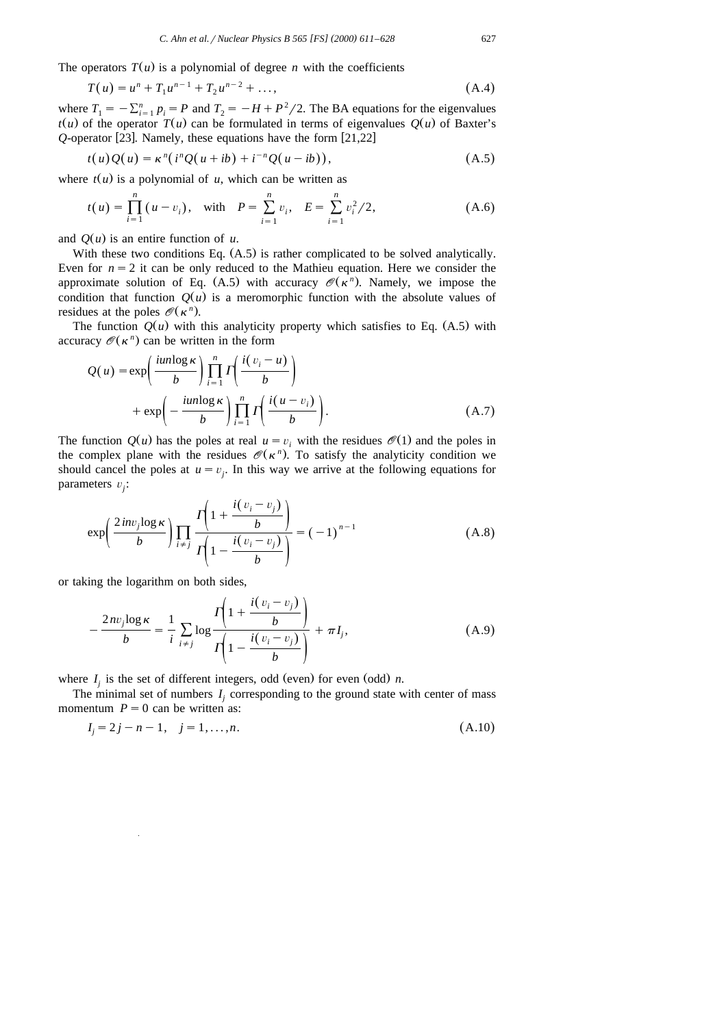The operators $T(u)$ is a polynomial of degree $n$ with the coefficients

$$T(u) = u^n + T_1 u^{n-1} + T_2 u^{n-2} + \dots, \tag{A.4}$$

where $T_1 = -\sum_{i=1}^{n} p_i = P$ and $T_2 = -H + P^2/2$. The BA equations for the eigenvalues $t(u)$ of the operator $T(u)$ can be formulated in terms of eigenvalues $Q(u)$ of Baxter's $Q$-operator [23]. Namely, these equations have the form [21,22]

$$t(u)Q(u) = \kappa^n \left( i^n Q(u + ib) + i^{-n} Q(u - ib) \right), \tag{A.5}$$

where $t(u)$ is a polynomial of $u$, which can be written as

$$t(u) = \prod_{i=1}^{n} (u - v_i), \quad \text{with} \quad P = \sum_{i=1}^{n} v_i, \quad E = \sum_{i=1}^{n} v_i^2/2, \tag{A.6}$$

and $Q(u)$ is an entire function of $u$.

With these two conditions Eq. (A.5) is rather complicated to be solved analytically. Even for $n = 2$ it can be only reduced to the Mathieu equation. Here we consider the approximate solution of Eq. (A.5) with accuracy $\mathcal{O}(\kappa^n)$. Namely, we impose the condition that function $Q(u)$ is a meromorphic function with the absolute values of residues at the poles $\mathcal{O}(\kappa^n)$.

The function $Q(u)$ with this analyticity property which satisfies to Eq. (A.5) with accuracy $\mathcal{O}(\kappa^n)$ can be written in the form

$$Q(u) = \exp\left( \frac{iun\log\kappa}{b} \right) \prod_{i=1}^{n} \Gamma\left( \frac{i(v_i - u)}{b} \right) + \exp\left( -\frac{iun\log\kappa}{b} \right) \prod_{i=1}^{n} \Gamma\left( \frac{i(u - v_i)}{b} \right). \tag{A.7}$$

The function $Q(u)$ has the poles at real $u = v_i$ with the residues $\mathcal{O}(1)$ and the poles in the complex plane with the residues $\mathcal{O}(\kappa^n)$. To satisfy the analyticity condition we should cancel the poles at $u = v_j$. In this way we arrive at the following equations for parameters $v_j$:

$$\exp\left( \frac{2inv_j\log\kappa}{b} \right) \prod_{i \neq j} \frac{\Gamma\left( 1 + \frac{i(v_i - v_j)}{b} \right)}{\Gamma\left( 1 - \frac{i(v_i - v_j)}{b} \right)} = (-1)^{n-1} \tag{A.8}$$

or taking the logarithm on both sides,

$$-\frac{2nv_j\log\kappa}{b} = \frac{1}{i} \sum_{i \neq j} \log \frac{\Gamma\left( 1 + \frac{i(v_i - v_j)}{b} \right)}{\Gamma\left( 1 - \frac{i(v_i - v_j)}{b} \right)} + \pi I_j, \tag{A.9}$$

where $I_j$ is the set of different integers, odd (even) for even (odd) $n$.

The minimal set of numbers $I_j$ corresponding to the ground state with center of mass momentum $P = 0$ can be written as:

$$I_j = 2j - n - 1, \quad j = 1, \dots, n. \tag{A.10}$$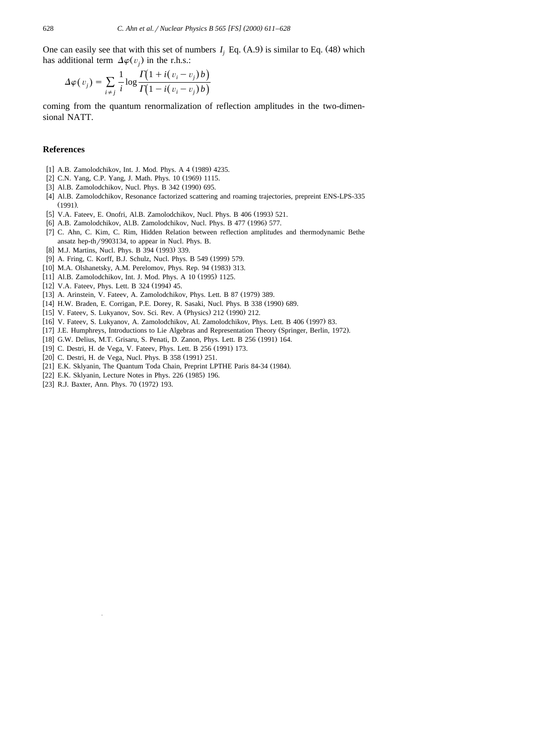One can easily see that with this set of numbers $I_j$ Eq. (A.9) is similar to Eq. (48) which has additional term $\Delta\varphi(v_j)$ in the r.h.s.:

$$\Delta\varphi(v_j) = \sum_{i \neq j} \frac{1}{i} \log \frac{\Gamma\big(1 + i(v_i - v_j)b\big)}{\Gamma\big(1 - i(v_i - v_j)b\big)}$$

coming from the quantum renormalization of reflection amplitudes in the two-dimensional NATT.

## References

[1] A.B. Zamolodchikov, Int. J. Mod. Phys. A 4 (1989) 4235.
[2] C.N. Yang, C.P. Yang, J. Math. Phys. 10 (1969) 1115.
[3] Al.B. Zamolodchikov, Nucl. Phys. B 342 (1990) 695.
[4] Al.B. Zamolodchikov, Resonance factorized scattering and roaming trajectories, prepreint ENS-LPS-335 (1991).
[5] V.A. Fateev, E. Onofri, Al.B. Zamolodchikov, Nucl. Phys. B 406 (1993) 521.
[6] A.B. Zamolodchikov, Al.B. Zamolodchikov, Nucl. Phys. B 477 (1996) 577.
[7] C. Ahn, C. Kim, C. Rim, Hidden Relation between reflection amplitudes and thermodynamic Bethe ansatz hep-th/9903134, to appear in Nucl. Phys. B.
[8] M.J. Martins, Nucl. Phys. B 394 (1993) 339.
[9] A. Fring, C. Korff, B.J. Schulz, Nucl. Phys. B 549 (1999) 579.
[10] M.A. Olshanetsky, A.M. Perelomov, Phys. Rep. 94 (1983) 313.
[11] Al.B. Zamolodchikov, Int. J. Mod. Phys. A 10 (1995) 1125.
[12] V.A. Fateev, Phys. Lett. B 324 (1994) 45.
[13] A. Arinstein, V. Fateev, A. Zamolodchikov, Phys. Lett. B 87 (1979) 389.
[14] H.W. Braden, E. Corrigan, P.E. Dorey, R. Sasaki, Nucl. Phys. B 338 (1990) 689.
[15] V. Fateev, S. Lukyanov, Sov. Sci. Rev. A (Physics) 212 (1990) 212.
[16] V. Fateev, S. Lukyanov, A. Zamolodchikov, Al. Zamolodchikov, Phys. Lett. B 406 (1997) 83.
[17] J.E. Humphreys, Introductions to Lie Algebras and Representation Theory (Springer, Berlin, 1972).
[18] G.W. Delius, M.T. Grisaru, S. Penati, D. Zanon, Phys. Lett. B 256 (1991) 164.
[19] C. Destri, H. de Vega, V. Fateev, Phys. Lett. B 256 (1991) 173.
[20] C. Destri, H. de Vega, Nucl. Phys. B 358 (1991) 251.
[21] E.K. Sklyanin, The Quantum Toda Chain, Preprint LPTHE Paris 84-34 (1984).
[22] E.K. Sklyanin, Lecture Notes in Phys. 226 (1985) 196.
[23] R.J. Baxter, Ann. Phys. 70 (1972) 193.